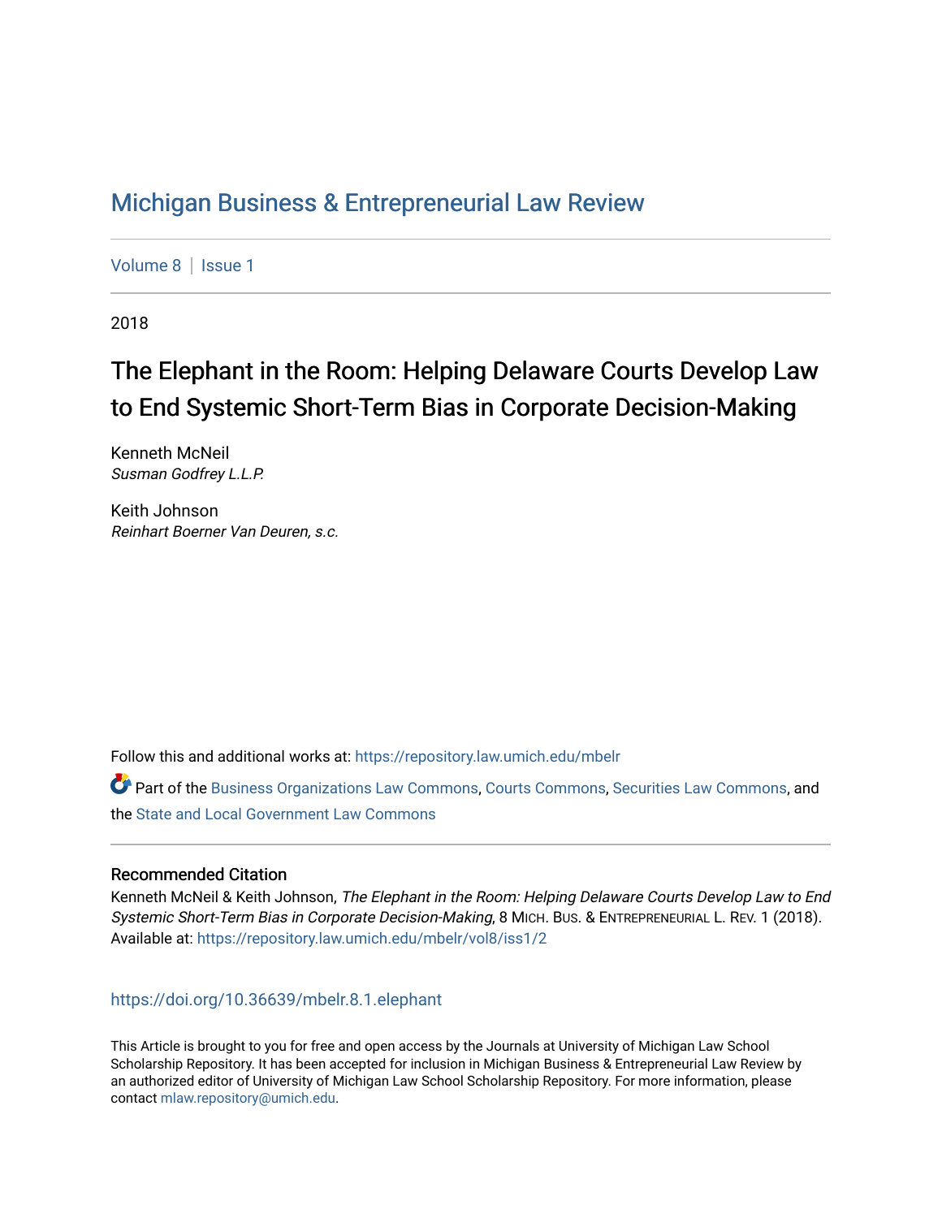# Michigan Business & Entrepreneurial Law Review

Volume 8 | Issue 1

2018

## The Elephant in the Room: Helping Delaware Courts Develop Law to End Systemic Short-Term Bias in Corporate Decision-Making

Kenneth McNeil
*Susman Godfrey L.L.P.*

Keith Johnson
*Reinhart Boerner Van Deuren, s.c.*

Follow this and additional works at: https://repository.law.umich.edu/mbelr

Part of the Business Organizations Law Commons, Courts Commons, Securities Law Commons, and the State and Local Government Law Commons

### Recommended Citation

Kenneth McNeil & Keith Johnson, *The Elephant in the Room: Helping Delaware Courts Develop Law to End Systemic Short-Term Bias in Corporate Decision-Making*, 8 MICH. BUS. & ENTREPRENEURIAL L. REV. 1 (2018).
Available at: https://repository.law.umich.edu/mbelr/vol8/iss1/2

https://doi.org/10.36639/mbelr.8.1.elephant

This Article is brought to you for free and open access by the Journals at University of Michigan Law School Scholarship Repository. It has been accepted for inclusion in Michigan Business & Entrepreneurial Law Review by an authorized editor of University of Michigan Law School Scholarship Repository. For more information, please contact mlaw.repository@umich.edu.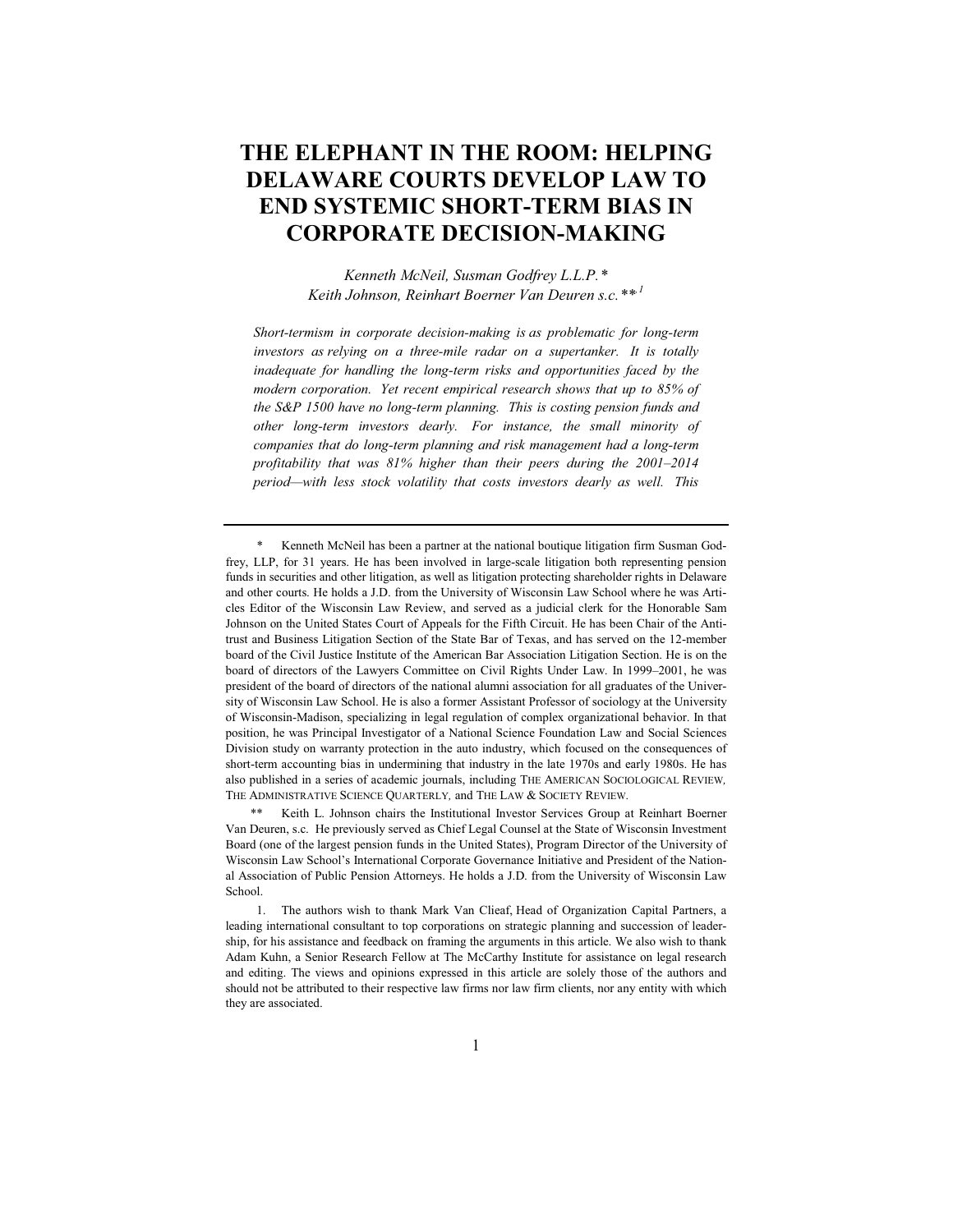# THE ELEPHANT IN THE ROOM: HELPING DELAWARE COURTS DEVELOP LAW TO END SYSTEMIC SHORT-TERM BIAS IN CORPORATE DECISION-MAKING

*Kenneth McNeil, Susman Godfrey L.L.P.\**
*Keith Johnson, Reinhart Boerner Van Deuren s.c.\*\*[1]*

*Short-termism in corporate decision-making is as problematic for long-term investors as relying on a three-mile radar on a supertanker. It is totally inadequate for handling the long-term risks and opportunities faced by the modern corporation. Yet recent empirical research shows that up to 85% of the S&P 1500 have no long-term planning. This is costing pension funds and other long-term investors dearly. For instance, the small minority of companies that do long-term planning and risk management had a long-term profitability that was 81% higher than their peers during the 2001–2014 period—with less stock volatility that costs investors dearly as well. This*

---

\* Kenneth McNeil has been a partner at the national boutique litigation firm Susman Godfrey, LLP, for 31 years. He has been involved in large-scale litigation both representing pension funds in securities and other litigation, as well as litigation protecting shareholder rights in Delaware and other courts. He holds a J.D. from the University of Wisconsin Law School where he was Articles Editor of the Wisconsin Law Review, and served as a judicial clerk for the Honorable Sam Johnson on the United States Court of Appeals for the Fifth Circuit. He has been Chair of the Antitrust and Business Litigation Section of the State Bar of Texas, and has served on the 12-member board of the Civil Justice Institute of the American Bar Association Litigation Section. He is on the board of directors of the Lawyers Committee on Civil Rights Under Law. In 1999–2001, he was president of the board of directors of the national alumni association for all graduates of the University of Wisconsin Law School. He is also a former Assistant Professor of sociology at the University of Wisconsin-Madison, specializing in legal regulation of complex organizational behavior. In that position, he was Principal Investigator of a National Science Foundation Law and Social Sciences Division study on warranty protection in the auto industry, which focused on the consequences of short-term accounting bias in undermining that industry in the late 1970s and early 1980s. He has also published in a series of academic journals, including THE AMERICAN SOCIOLOGICAL REVIEW, THE ADMINISTRATIVE SCIENCE QUARTERLY, and THE LAW & SOCIETY REVIEW.

\*\* Keith L. Johnson chairs the Institutional Investor Services Group at Reinhart Boerner Van Deuren, s.c. He previously served as Chief Legal Counsel at the State of Wisconsin Investment Board (one of the largest pension funds in the United States), Program Director of the University of Wisconsin Law School's International Corporate Governance Initiative and President of the National Association of Public Pension Attorneys. He holds a J.D. from the University of Wisconsin Law School.

1. The authors wish to thank Mark Van Clieaf, Head of Organization Capital Partners, a leading international consultant to top corporations on strategic planning and succession of leadership, for his assistance and feedback on framing the arguments in this article. We also wish to thank Adam Kuhn, a Senior Research Fellow at The McCarthy Institute for assistance on legal research and editing. The views and opinions expressed in this article are solely those of the authors and should not be attributed to their respective law firms nor law firm clients, nor any entity with which they are associated.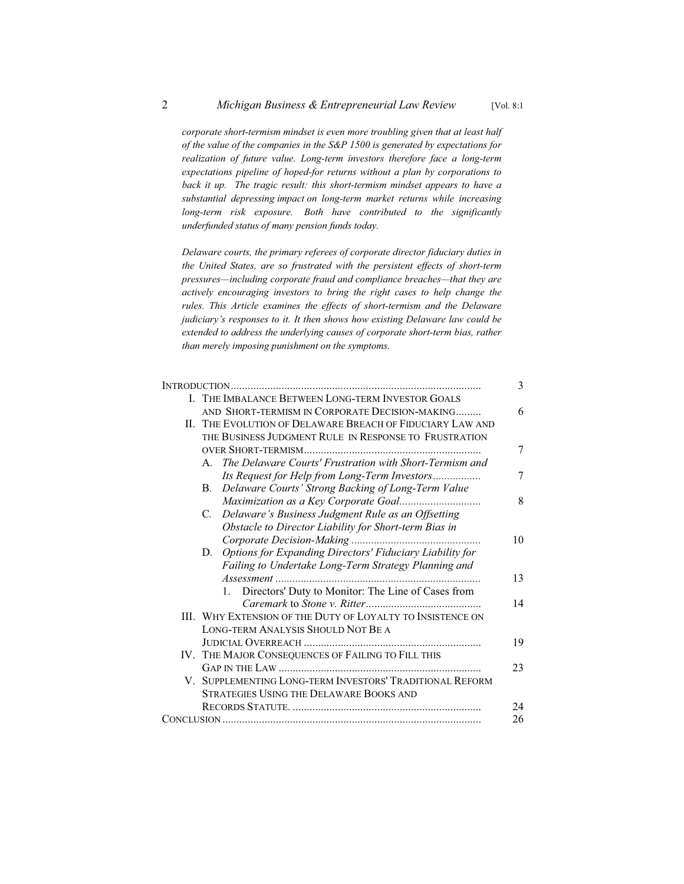*corporate short-termism mindset is even more troubling given that at least half of the value of the companies in the S&P 1500 is generated by expectations for realization of future value. Long-term investors therefore face a long-term expectations pipeline of hoped-for returns without a plan by corporations to back it up. The tragic result: this short-termism mindset appears to have a substantial depressing impact on long-term market returns while increasing long-term risk exposure. Both have contributed to the significantly underfunded status of many pension funds today.*

*Delaware courts, the primary referees of corporate director fiduciary duties in the United States, are so frustrated with the persistent effects of short-term pressures—including corporate fraud and compliance breaches—that they are actively encouraging investors to bring the right cases to help change the rules. This Article examines the effects of short-termism and the Delaware judiciary's responses to it. It then shows how existing Delaware law could be extended to address the underlying causes of corporate short-term bias, rather than merely imposing punishment on the symptoms.*

| | |
|---|---|
| INTRODUCTION | 3 |
| I. THE IMBALANCE BETWEEN LONG-TERM INVESTOR GOALS AND SHORT-TERMISM IN CORPORATE DECISION-MAKING | 6 |
| II. THE EVOLUTION OF DELAWARE BREACH OF FIDUCIARY LAW AND THE BUSINESS JUDGMENT RULE IN RESPONSE TO FRUSTRATION OVER SHORT-TERMISM | 7 |
| A. *The Delaware Courts' Frustration with Short-Termism and Its Request for Help from Long-Term Investors* | 7 |
| B. *Delaware Courts' Strong Backing of Long-Term Value Maximization as a Key Corporate Goal* | 8 |
| C. *Delaware's Business Judgment Rule as an Offsetting Obstacle to Director Liability for Short-term Bias in Corporate Decision-Making* | 10 |
| D. *Options for Expanding Directors' Fiduciary Liability for Failing to Undertake Long-Term Strategy Planning and Assessment* | 13 |
| 1. Directors' Duty to Monitor: The Line of Cases from *Caremark* to *Stone v. Ritter* | 14 |
| III. WHY EXTENSION OF THE DUTY OF LOYALTY TO INSISTENCE ON LONG-TERM ANALYSIS SHOULD NOT BE A JUDICIAL OVERREACH | 19 |
| IV. THE MAJOR CONSEQUENCES OF FAILING TO FILL THIS GAP IN THE LAW | 23 |
| V. SUPPLEMENTING LONG-TERM INVESTORS' TRADITIONAL REFORM STRATEGIES USING THE DELAWARE BOOKS AND RECORDS STATUTE. | 24 |
| CONCLUSION | 26 |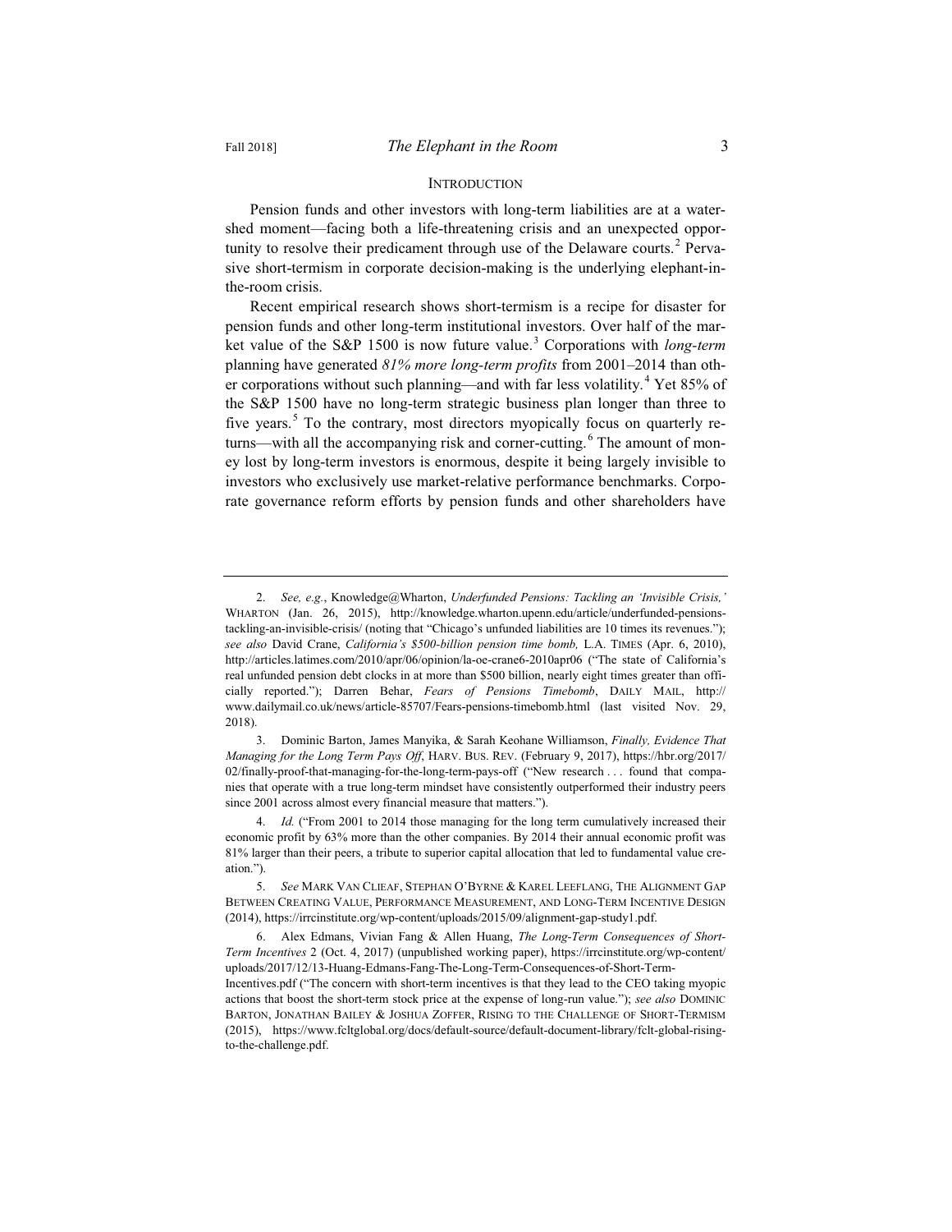## INTRODUCTION

Pension funds and other investors with long-term liabilities are at a watershed moment—facing both a life-threatening crisis and an unexpected opportunity to resolve their predicament through use of the Delaware courts.[2] Pervasive short-termism in corporate decision-making is the underlying elephant-in-the-room crisis.

Recent empirical research shows short-termism is a recipe for disaster for pension funds and other long-term institutional investors. Over half of the market value of the S&P 1500 is now future value.[3] Corporations with *long-term* planning have generated *81% more long-term profits* from 2001–2014 than other corporations without such planning—and with far less volatility.[4] Yet 85% of the S&P 1500 have no long-term strategic business plan longer than three to five years.[5] To the contrary, most directors myopically focus on quarterly returns—with all the accompanying risk and corner-cutting.[6] The amount of money lost by long-term investors is enormous, despite it being largely invisible to investors who exclusively use market-relative performance benchmarks. Corporate governance reform efforts by pension funds and other shareholders have

---

2. *See, e.g.*, Knowledge@Wharton, *Underfunded Pensions: Tackling an 'Invisible Crisis,'* WHARTON (Jan. 26, 2015), http://knowledge.wharton.upenn.edu/article/underfunded-pensions-tackling-an-invisible-crisis/ (noting that "Chicago's unfunded liabilities are 10 times its revenues."); *see also* David Crane, *California's $500-billion pension time bomb,* L.A. TIMES (Apr. 6, 2010), http://articles.latimes.com/2010/apr/06/opinion/la-oe-crane6-2010apr06 ("The state of California's real unfunded pension debt clocks in at more than $500 billion, nearly eight times greater than officially reported."); Darren Behar, *Fears of Pensions Timebomb*, DAILY MAIL, http://www.dailymail.co.uk/news/article-85707/Fears-pensions-timebomb.html (last visited Nov. 29, 2018).

3. Dominic Barton, James Manyika, & Sarah Keohane Williamson, *Finally, Evidence That Managing for the Long Term Pays Off*, HARV. BUS. REV. (February 9, 2017), https://hbr.org/2017/02/finally-proof-that-managing-for-the-long-term-pays-off ("New research . . . found that companies that operate with a true long-term mindset have consistently outperformed their industry peers since 2001 across almost every financial measure that matters.").

4. *Id.* ("From 2001 to 2014 those managing for the long term cumulatively increased their economic profit by 63% more than the other companies. By 2014 their annual economic profit was 81% larger than their peers, a tribute to superior capital allocation that led to fundamental value creation.").

5. *See* MARK VAN CLIEAF, STEPHAN O'BYRNE & KAREL LEEFLANG, THE ALIGNMENT GAP BETWEEN CREATING VALUE, PERFORMANCE MEASUREMENT, AND LONG-TERM INCENTIVE DESIGN (2014), https://irrcinstitute.org/wp-content/uploads/2015/09/alignment-gap-study1.pdf.

6. Alex Edmans, Vivian Fang & Allen Huang, *The Long-Term Consequences of Short-Term Incentives* 2 (Oct. 4, 2017) (unpublished working paper), https://irrcinstitute.org/wp-content/uploads/2017/12/13-Huang-Edmans-Fang-The-Long-Term-Consequences-of-Short-Term-Incentives.pdf ("The concern with short-term incentives is that they lead to the CEO taking myopic actions that boost the short-term stock price at the expense of long-run value."); *see also* DOMINIC BARTON, JONATHAN BAILEY & JOSHUA ZOFFER, RISING TO THE CHALLENGE OF SHORT-TERMISM (2015), https://www.fcltglobal.org/docs/default-source/default-document-library/fclt-global-rising-to-the-challenge.pdf.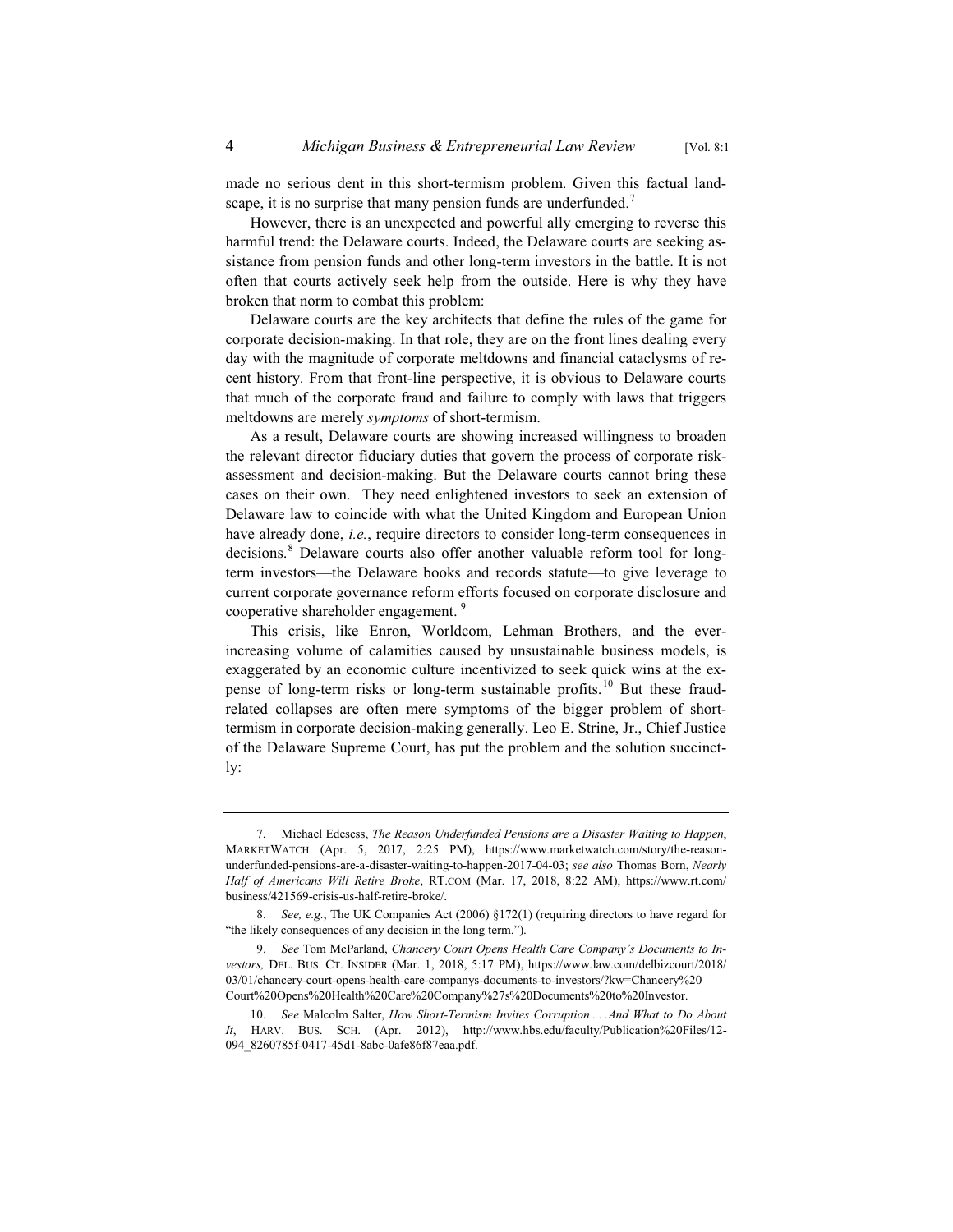made no serious dent in this short-termism problem. Given this factual landscape, it is no surprise that many pension funds are underfunded.[7]

However, there is an unexpected and powerful ally emerging to reverse this harmful trend: the Delaware courts. Indeed, the Delaware courts are seeking assistance from pension funds and other long-term investors in the battle. It is not often that courts actively seek help from the outside. Here is why they have broken that norm to combat this problem:

Delaware courts are the key architects that define the rules of the game for corporate decision-making. In that role, they are on the front lines dealing every day with the magnitude of corporate meltdowns and financial cataclysms of recent history. From that front-line perspective, it is obvious to Delaware courts that much of the corporate fraud and failure to comply with laws that triggers meltdowns are merely *symptoms* of short-termism.

As a result, Delaware courts are showing increased willingness to broaden the relevant director fiduciary duties that govern the process of corporate risk-assessment and decision-making. But the Delaware courts cannot bring these cases on their own. They need enlightened investors to seek an extension of Delaware law to coincide with what the United Kingdom and European Union have already done, *i.e.*, require directors to consider long-term consequences in decisions.[8] Delaware courts also offer another valuable reform tool for long-term investors—the Delaware books and records statute—to give leverage to current corporate governance reform efforts focused on corporate disclosure and cooperative shareholder engagement.[9]

This crisis, like Enron, Worldcom, Lehman Brothers, and the ever-increasing volume of calamities caused by unsustainable business models, is exaggerated by an economic culture incentivized to seek quick wins at the expense of long-term risks or long-term sustainable profits.[10] But these fraud-related collapses are often mere symptoms of the bigger problem of short-termism in corporate decision-making generally. Leo E. Strine, Jr., Chief Justice of the Delaware Supreme Court, has put the problem and the solution succinctly:

---

7. Michael Edesess, *The Reason Underfunded Pensions are a Disaster Waiting to Happen*, MARKETWATCH (Apr. 5, 2017, 2:25 PM), https://www.marketwatch.com/story/the-reason-underfunded-pensions-are-a-disaster-waiting-to-happen-2017-04-03; *see also* Thomas Born, *Nearly Half of Americans Will Retire Broke*, RT.COM (Mar. 17, 2018, 8:22 AM), https://www.rt.com/business/421569-crisis-us-half-retire-broke/.

8. *See, e.g.*, The UK Companies Act (2006) §172(1) (requiring directors to have regard for "the likely consequences of any decision in the long term.").

9. *See* Tom McParland, *Chancery Court Opens Health Care Company's Documents to Investors,* DEL. BUS. CT. INSIDER (Mar. 1, 2018, 5:17 PM), https://www.law.com/delbizcourt/2018/03/01/chancery-court-opens-health-care-companys-documents-to-investors/?kw=Chancery%20Court%20Opens%20Health%20Care%20Company%27s%20Documents%20to%20Investor.

10. *See* Malcolm Salter, *How Short-Termism Invites Corruption . . .And What to Do About It*, HARV. BUS. SCH. (Apr. 2012), http://www.hbs.edu/faculty/Publication%20Files/12-094_8260785f-0417-45d1-8abc-0afe86f87eaa.pdf.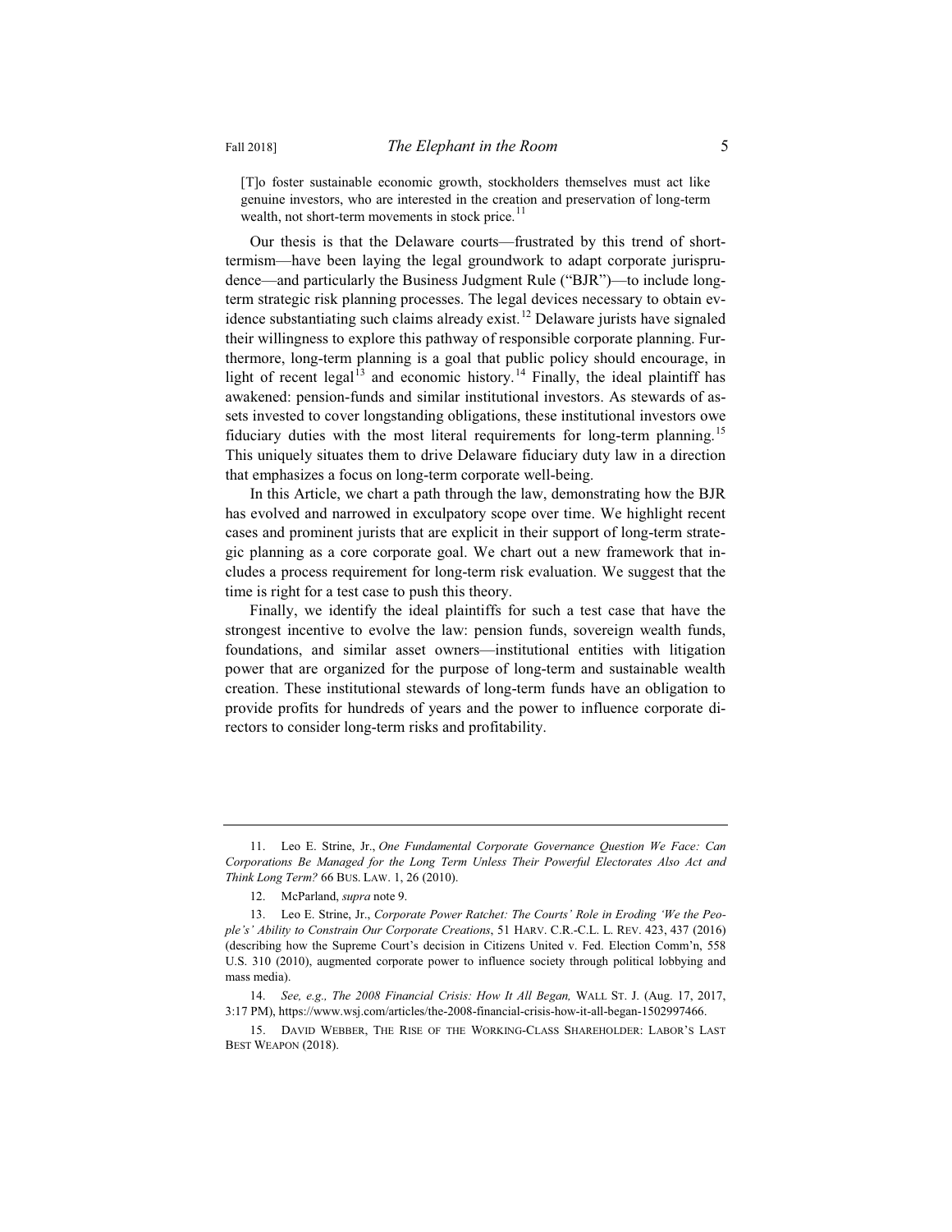> [T]o foster sustainable economic growth, stockholders themselves must act like genuine investors, who are interested in the creation and preservation of long-term wealth, not short-term movements in stock price.[11]

Our thesis is that the Delaware courts—frustrated by this trend of short-termism—have been laying the legal groundwork to adapt corporate jurisprudence—and particularly the Business Judgment Rule ("BJR")—to include long-term strategic risk planning processes. The legal devices necessary to obtain evidence substantiating such claims already exist.[12] Delaware jurists have signaled their willingness to explore this pathway of responsible corporate planning. Furthermore, long-term planning is a goal that public policy should encourage, in light of recent legal[13] and economic history.[14] Finally, the ideal plaintiff has awakened: pension-funds and similar institutional investors. As stewards of assets invested to cover longstanding obligations, these institutional investors owe fiduciary duties with the most literal requirements for long-term planning.[15] This uniquely situates them to drive Delaware fiduciary duty law in a direction that emphasizes a focus on long-term corporate well-being.

In this Article, we chart a path through the law, demonstrating how the BJR has evolved and narrowed in exculpatory scope over time. We highlight recent cases and prominent jurists that are explicit in their support of long-term strategic planning as a core corporate goal. We chart out a new framework that includes a process requirement for long-term risk evaluation. We suggest that the time is right for a test case to push this theory.

Finally, we identify the ideal plaintiffs for such a test case that have the strongest incentive to evolve the law: pension funds, sovereign wealth funds, foundations, and similar asset owners—institutional entities with litigation power that are organized for the purpose of long-term and sustainable wealth creation. These institutional stewards of long-term funds have an obligation to provide profits for hundreds of years and the power to influence corporate directors to consider long-term risks and profitability.

---

11. Leo E. Strine, Jr., *One Fundamental Corporate Governance Question We Face: Can Corporations Be Managed for the Long Term Unless Their Powerful Electorates Also Act and Think Long Term?* 66 BUS. LAW. 1, 26 (2010).

12. McParland, *supra* note 9.

13. Leo E. Strine, Jr., *Corporate Power Ratchet: The Courts' Role in Eroding 'We the People's' Ability to Constrain Our Corporate Creations*, 51 HARV. C.R.-C.L. L. REV. 423, 437 (2016) (describing how the Supreme Court's decision in Citizens United v. Fed. Election Comm'n, 558 U.S. 310 (2010), augmented corporate power to influence society through political lobbying and mass media).

14. *See, e.g., The 2008 Financial Crisis: How It All Began,* WALL ST. J. (Aug. 17, 2017, 3:17 PM), https://www.wsj.com/articles/the-2008-financial-crisis-how-it-all-began-1502997466.

15. DAVID WEBBER, THE RISE OF THE WORKING-CLASS SHAREHOLDER: LABOR'S LAST BEST WEAPON (2018).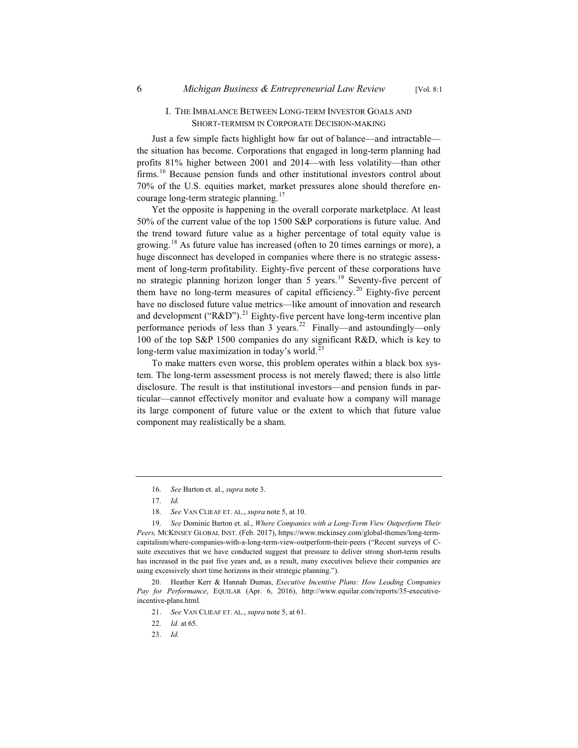## I. THE IMBALANCE BETWEEN LONG-TERM INVESTOR GOALS AND SHORT-TERMISM IN CORPORATE DECISION-MAKING

Just a few simple facts highlight how far out of balance—and intractable—the situation has become. Corporations that engaged in long-term planning had profits 81% higher between 2001 and 2014—with less volatility—than other firms.[16] Because pension funds and other institutional investors control about 70% of the U.S. equities market, market pressures alone should therefore encourage long-term strategic planning.[17]

Yet the opposite is happening in the overall corporate marketplace. At least 50% of the current value of the top 1500 S&P corporations is future value. And the trend toward future value as a higher percentage of total equity value is growing.[18] As future value has increased (often to 20 times earnings or more), a huge disconnect has developed in companies where there is no strategic assessment of long-term profitability. Eighty-five percent of these corporations have no strategic planning horizon longer than 5 years.[19] Seventy-five percent of them have no long-term measures of capital efficiency.[20] Eighty-five percent have no disclosed future value metrics—like amount of innovation and research and development ("R&D").[21] Eighty-five percent have long-term incentive plan performance periods of less than 3 years.[22] Finally—and astoundingly—only 100 of the top S&P 1500 companies do any significant R&D, which is key to long-term value maximization in today's world.[23]

To make matters even worse, this problem operates within a black box system. The long-term assessment process is not merely flawed; there is also little disclosure. The result is that institutional investors—and pension funds in particular—cannot effectively monitor and evaluate how a company will manage its large component of future value or the extent to which that future value component may realistically be a sham.

---

16. *See* Barton et. al., *supra* note 3.

17. *Id.*

18. *See* VAN CLIEAF ET. AL., *supra* note 5, at 10.

19. *See* Dominic Barton et. al., *Where Companies with a Long-Term View Outperform Their Peers,* MCKINSEY GLOBAL INST. (Feb. 2017), https://www.mckinsey.com/global-themes/long-term-capitalism/where-companies-with-a-long-term-view-outperform-their-peers ("Recent surveys of C-suite executives that we have conducted suggest that pressure to deliver strong short-term results has increased in the past five years and, as a result, many executives believe their companies are using excessively short time horizons in their strategic planning.").

20. Heather Kerr & Hannah Dumas, *Executive Incentive Plans: How Leading Companies Pay for Performance*, EQUILAR (Apr. 6, 2016), http://www.equilar.com/reports/35-executive-incentive-plans.html.

21. *See* VAN CLIEAF ET. AL., *supra* note 5, at 61.

22. *Id.* at 65.

23. *Id.*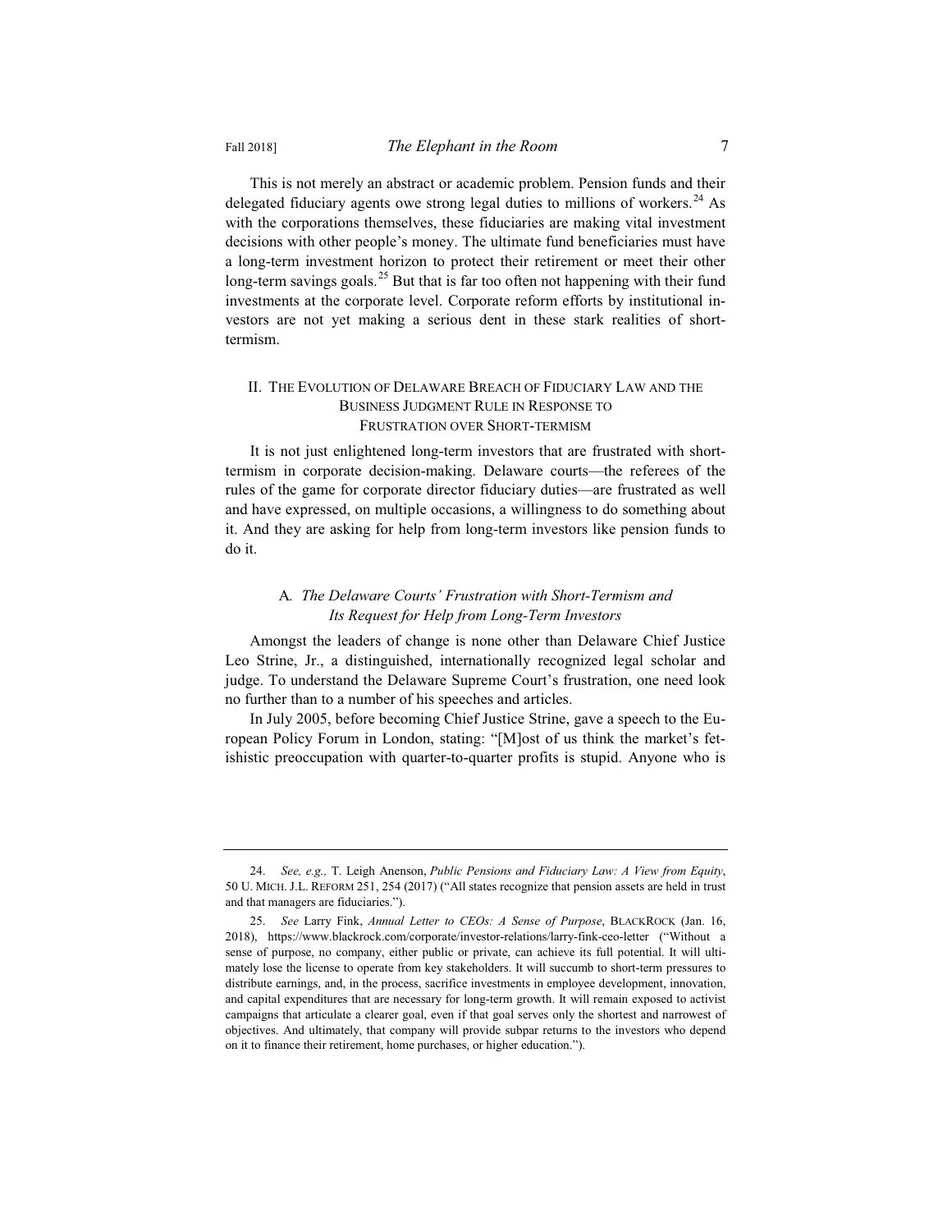This is not merely an abstract or academic problem. Pension funds and their delegated fiduciary agents owe strong legal duties to millions of workers.[24] As with the corporations themselves, these fiduciaries are making vital investment decisions with other people's money. The ultimate fund beneficiaries must have a long-term investment horizon to protect their retirement or meet their other long-term savings goals.[25] But that is far too often not happening with their fund investments at the corporate level. Corporate reform efforts by institutional investors are not yet making a serious dent in these stark realities of short-termism.

## II. The Evolution of Delaware Breach of Fiduciary Law and the Business Judgment Rule in Response to Frustration over Short-termism

It is not just enlightened long-term investors that are frustrated with short-termism in corporate decision-making. Delaware courts—the referees of the rules of the game for corporate director fiduciary duties—are frustrated as well and have expressed, on multiple occasions, a willingness to do something about it. And they are asking for help from long-term investors like pension funds to do it.

### A. *The Delaware Courts' Frustration with Short-Termism and Its Request for Help from Long-Term Investors*

Amongst the leaders of change is none other than Delaware Chief Justice Leo Strine, Jr., a distinguished, internationally recognized legal scholar and judge. To understand the Delaware Supreme Court's frustration, one need look no further than to a number of his speeches and articles.

In July 2005, before becoming Chief Justice Strine, gave a speech to the European Policy Forum in London, stating: "[M]ost of us think the market's fetishistic preoccupation with quarter-to-quarter profits is stupid. Anyone who is

---

24. *See, e.g.,* T. Leigh Anenson, *Public Pensions and Fiduciary Law: A View from Equity*, 50 U. Mich. J.L. Reform 251, 254 (2017) ("All states recognize that pension assets are held in trust and that managers are fiduciaries.").

25. *See* Larry Fink, *Annual Letter to CEOs: A Sense of Purpose*, BlackRock (Jan. 16, 2018), https://www.blackrock.com/corporate/investor-relations/larry-fink-ceo-letter ("Without a sense of purpose, no company, either public or private, can achieve its full potential. It will ultimately lose the license to operate from key stakeholders. It will succumb to short-term pressures to distribute earnings, and, in the process, sacrifice investments in employee development, innovation, and capital expenditures that are necessary for long-term growth. It will remain exposed to activist campaigns that articulate a clearer goal, even if that goal serves only the shortest and narrowest of objectives. And ultimately, that company will provide subpar returns to the investors who depend on it to finance their retirement, home purchases, or higher education.").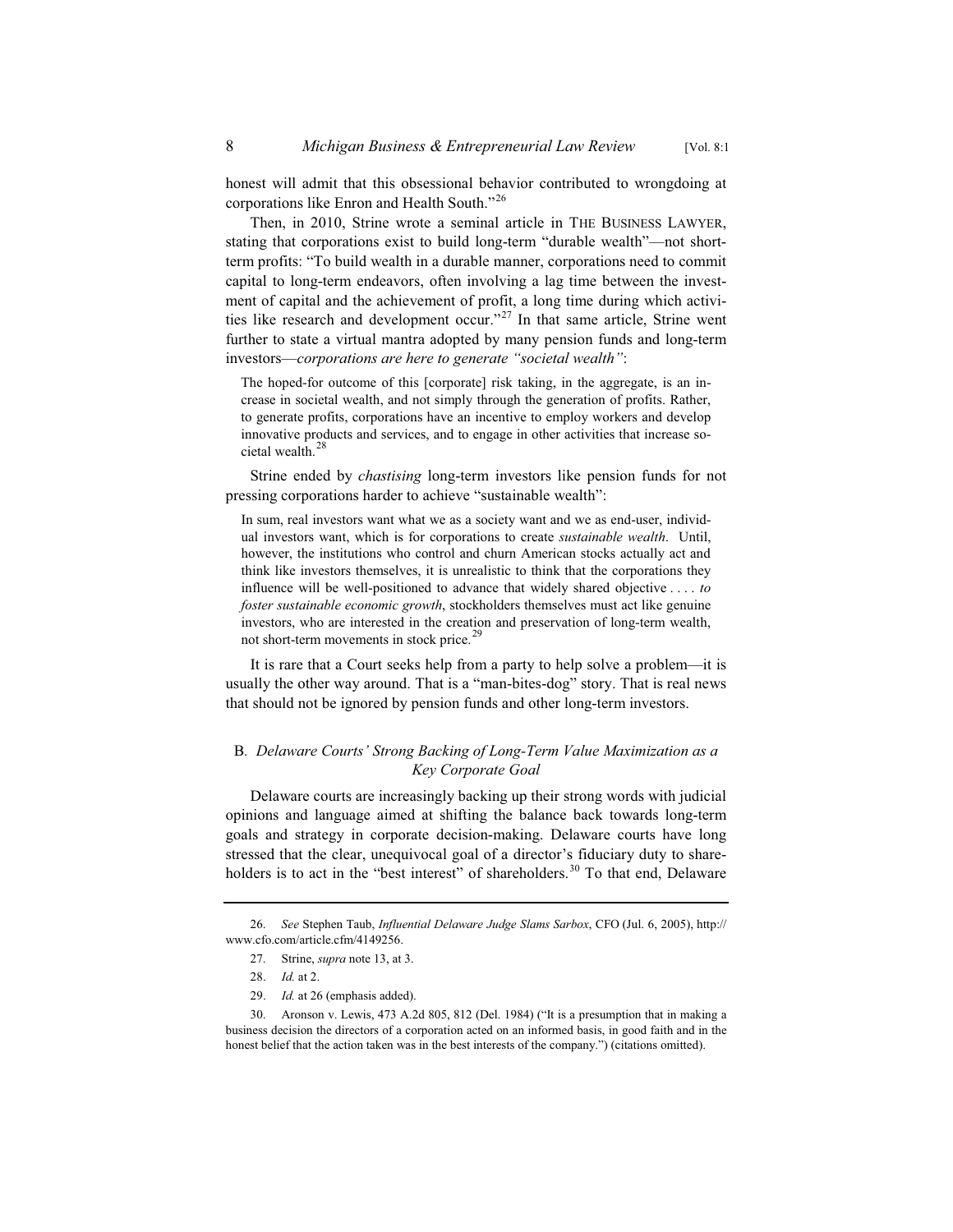honest will admit that this obsessional behavior contributed to wrongdoing at corporations like Enron and Health South."[26]

Then, in 2010, Strine wrote a seminal article in THE BUSINESS LAWYER, stating that corporations exist to build long-term "durable wealth"—not short-term profits: "To build wealth in a durable manner, corporations need to commit capital to long-term endeavors, often involving a lag time between the investment of capital and the achievement of profit, a long time during which activities like research and development occur."[27] In that same article, Strine went further to state a virtual mantra adopted by many pension funds and long-term investors—*corporations are here to generate "societal wealth"*:

> The hoped-for outcome of this [corporate] risk taking, in the aggregate, is an increase in societal wealth, and not simply through the generation of profits. Rather, to generate profits, corporations have an incentive to employ workers and develop innovative products and services, and to engage in other activities that increase societal wealth.[28]

Strine ended by *chastising* long-term investors like pension funds for not pressing corporations harder to achieve "sustainable wealth":

> In sum, real investors want what we as a society want and we as end-user, individual investors want, which is for corporations to create *sustainable wealth*. Until, however, the institutions who control and churn American stocks actually act and think like investors themselves, it is unrealistic to think that the corporations they influence will be well-positioned to advance that widely shared objective . . . . *to foster sustainable economic growth*, stockholders themselves must act like genuine investors, who are interested in the creation and preservation of long-term wealth, not short-term movements in stock price.[29]

It is rare that a Court seeks help from a party to help solve a problem—it is usually the other way around. That is a "man-bites-dog" story. That is real news that should not be ignored by pension funds and other long-term investors.

### B. *Delaware Courts' Strong Backing of Long-Term Value Maximization as a Key Corporate Goal*

Delaware courts are increasingly backing up their strong words with judicial opinions and language aimed at shifting the balance back towards long-term goals and strategy in corporate decision-making. Delaware courts have long stressed that the clear, unequivocal goal of a director's fiduciary duty to shareholders is to act in the "best interest" of shareholders.[30] To that end, Delaware

---

26. *See* Stephen Taub, *Influential Delaware Judge Slams Sarbox*, CFO (Jul. 6, 2005), http://www.cfo.com/article.cfm/4149256.

27. Strine, *supra* note 13, at 3.

28. *Id.* at 2.

29. *Id.* at 26 (emphasis added).

30. Aronson v. Lewis, 473 A.2d 805, 812 (Del. 1984) ("It is a presumption that in making a business decision the directors of a corporation acted on an informed basis, in good faith and in the honest belief that the action taken was in the best interests of the company.") (citations omitted).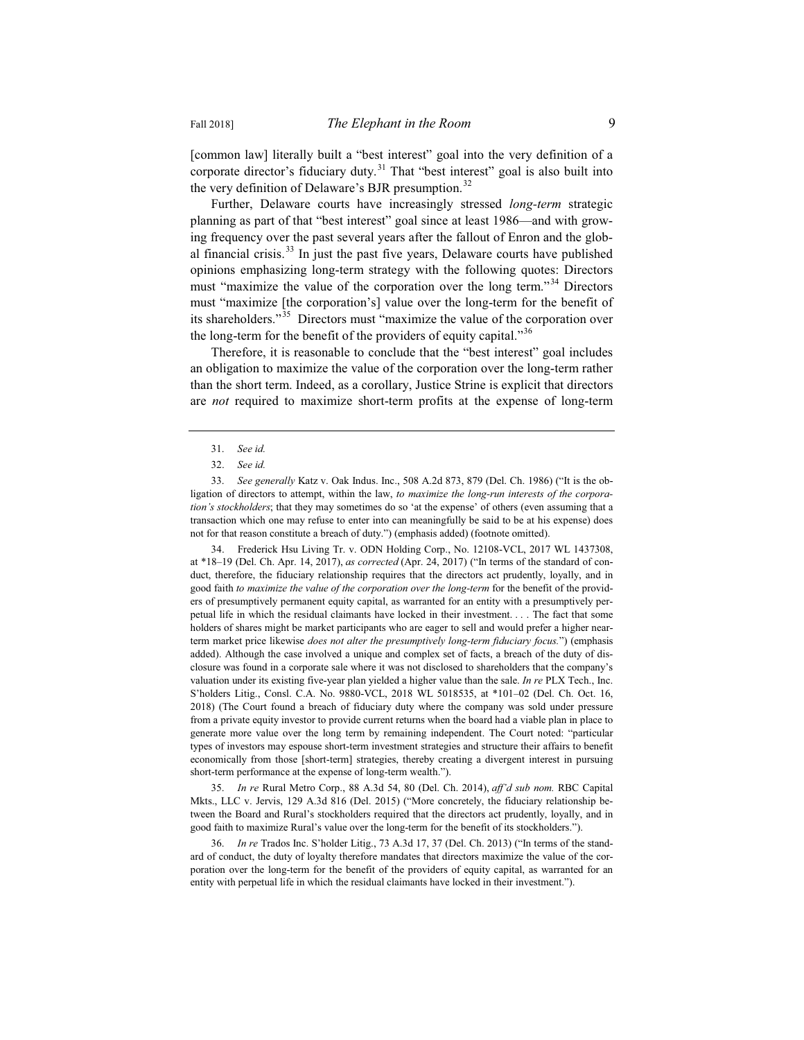[common law] literally built a "best interest" goal into the very definition of a corporate director's fiduciary duty.[31] That "best interest" goal is also built into the very definition of Delaware's BJR presumption.[32]

Further, Delaware courts have increasingly stressed *long-term* strategic planning as part of that "best interest" goal since at least 1986—and with growing frequency over the past several years after the fallout of Enron and the global financial crisis.[33] In just the past five years, Delaware courts have published opinions emphasizing long-term strategy with the following quotes: Directors must "maximize the value of the corporation over the long term."[34] Directors must "maximize [the corporation's] value over the long-term for the benefit of its shareholders."[35] Directors must "maximize the value of the corporation over the long-term for the benefit of the providers of equity capital."[36]

Therefore, it is reasonable to conclude that the "best interest" goal includes an obligation to maximize the value of the corporation over the long-term rather than the short term. Indeed, as a corollary, Justice Strine is explicit that directors are *not* required to maximize short-term profits at the expense of long-term

---

31. *See id.*

32. *See id.*

33. *See generally* Katz v. Oak Indus. Inc., 508 A.2d 873, 879 (Del. Ch. 1986) ("It is the obligation of directors to attempt, within the law, *to maximize the long-run interests of the corporation's stockholders*; that they may sometimes do so 'at the expense' of others (even assuming that a transaction which one may refuse to enter into can meaningfully be said to be at his expense) does not for that reason constitute a breach of duty.") (emphasis added) (footnote omitted).

34. Frederick Hsu Living Tr. v. ODN Holding Corp., No. 12108-VCL, 2017 WL 1437308, at *18–19 (Del. Ch. Apr. 14, 2017), *as corrected* (Apr. 24, 2017) ("In terms of the standard of conduct, therefore, the fiduciary relationship requires that the directors act prudently, loyally, and in good faith *to maximize the value of the corporation over the long-term* for the benefit of the providers of presumptively permanent equity capital, as warranted for an entity with a presumptively perpetual life in which the residual claimants have locked in their investment. . . . The fact that some holders of shares might be market participants who are eager to sell and would prefer a higher near-term market price likewise *does not alter the presumptively long-term fiduciary focus.*") (emphasis added). Although the case involved a unique and complex set of facts, a breach of the duty of disclosure was found in a corporate sale where it was not disclosed to shareholders that the company's valuation under its existing five-year plan yielded a higher value than the sale. *In re* PLX Tech., Inc. S'holders Litig., Consl. C.A. No. 9880-VCL, 2018 WL 5018535, at *101–02 (Del. Ch. Oct. 16, 2018) (The Court found a breach of fiduciary duty where the company was sold under pressure from a private equity investor to provide current returns when the board had a viable plan in place to generate more value over the long term by remaining independent. The Court noted: "particular types of investors may espouse short-term investment strategies and structure their affairs to benefit economically from those [short-term] strategies, thereby creating a divergent interest in pursuing short-term performance at the expense of long-term wealth.").

35. *In re* Rural Metro Corp., 88 A.3d 54, 80 (Del. Ch. 2014), *aff'd sub nom.* RBC Capital Mkts., LLC v. Jervis, 129 A.3d 816 (Del. 2015) ("More concretely, the fiduciary relationship between the Board and Rural's stockholders required that the directors act prudently, loyally, and in good faith to maximize Rural's value over the long-term for the benefit of its stockholders.").

36. *In re* Trados Inc. S'holder Litig., 73 A.3d 17, 37 (Del. Ch. 2013) ("In terms of the standard of conduct, the duty of loyalty therefore mandates that directors maximize the value of the corporation over the long-term for the benefit of the providers of equity capital, as warranted for an entity with perpetual life in which the residual claimants have locked in their investment.").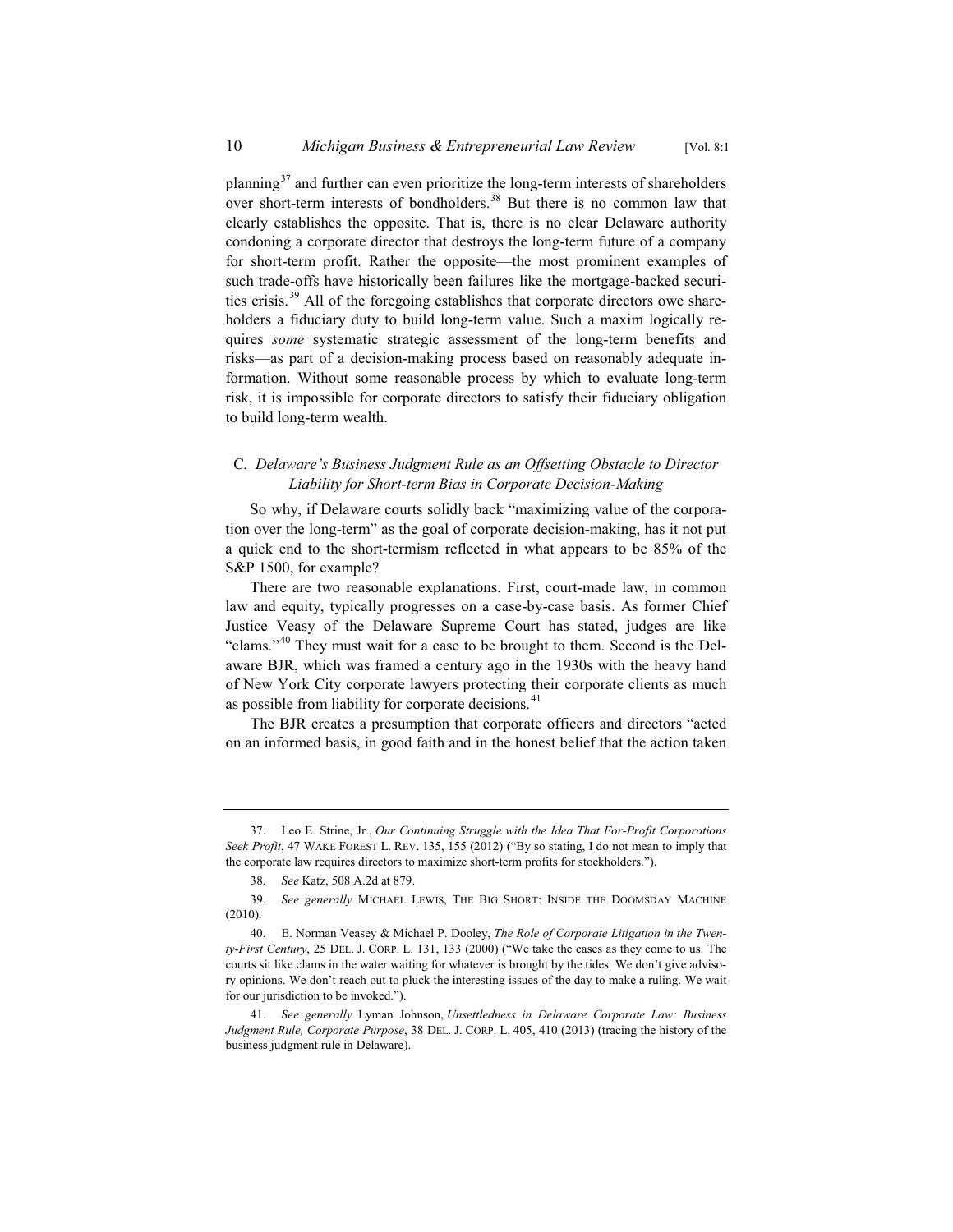planning[37] and further can even prioritize the long-term interests of shareholders over short-term interests of bondholders.[38] But there is no common law that clearly establishes the opposite. That is, there is no clear Delaware authority condoning a corporate director that destroys the long-term future of a company for short-term profit. Rather the opposite—the most prominent examples of such trade-offs have historically been failures like the mortgage-backed securities crisis.[39] All of the foregoing establishes that corporate directors owe shareholders a fiduciary duty to build long-term value. Such a maxim logically requires *some* systematic strategic assessment of the long-term benefits and risks—as part of a decision-making process based on reasonably adequate information. Without some reasonable process by which to evaluate long-term risk, it is impossible for corporate directors to satisfy their fiduciary obligation to build long-term wealth.

### C. *Delaware's Business Judgment Rule as an Offsetting Obstacle to Director Liability for Short-term Bias in Corporate Decision-Making*

So why, if Delaware courts solidly back "maximizing value of the corporation over the long-term" as the goal of corporate decision-making, has it not put a quick end to the short-termism reflected in what appears to be 85% of the S&P 1500, for example?

There are two reasonable explanations. First, court-made law, in common law and equity, typically progresses on a case-by-case basis. As former Chief Justice Veasy of the Delaware Supreme Court has stated, judges are like "clams."[40] They must wait for a case to be brought to them. Second is the Delaware BJR, which was framed a century ago in the 1930s with the heavy hand of New York City corporate lawyers protecting their corporate clients as much as possible from liability for corporate decisions.[41]

The BJR creates a presumption that corporate officers and directors "acted on an informed basis, in good faith and in the honest belief that the action taken

---

37. Leo E. Strine, Jr., *Our Continuing Struggle with the Idea That For-Profit Corporations Seek Profit*, 47 WAKE FOREST L. REV. 135, 155 (2012) ("By so stating, I do not mean to imply that the corporate law requires directors to maximize short-term profits for stockholders.").

38. *See* Katz, 508 A.2d at 879.

39. *See generally* MICHAEL LEWIS, THE BIG SHORT: INSIDE THE DOOMSDAY MACHINE (2010).

40. E. Norman Veasey & Michael P. Dooley, *The Role of Corporate Litigation in the Twenty-First Century*, 25 DEL. J. CORP. L. 131, 133 (2000) ("We take the cases as they come to us. The courts sit like clams in the water waiting for whatever is brought by the tides. We don't give advisory opinions. We don't reach out to pluck the interesting issues of the day to make a ruling. We wait for our jurisdiction to be invoked.").

41. *See generally* Lyman Johnson, *Unsettledness in Delaware Corporate Law: Business Judgment Rule, Corporate Purpose*, 38 DEL. J. CORP. L. 405, 410 (2013) (tracing the history of the business judgment rule in Delaware).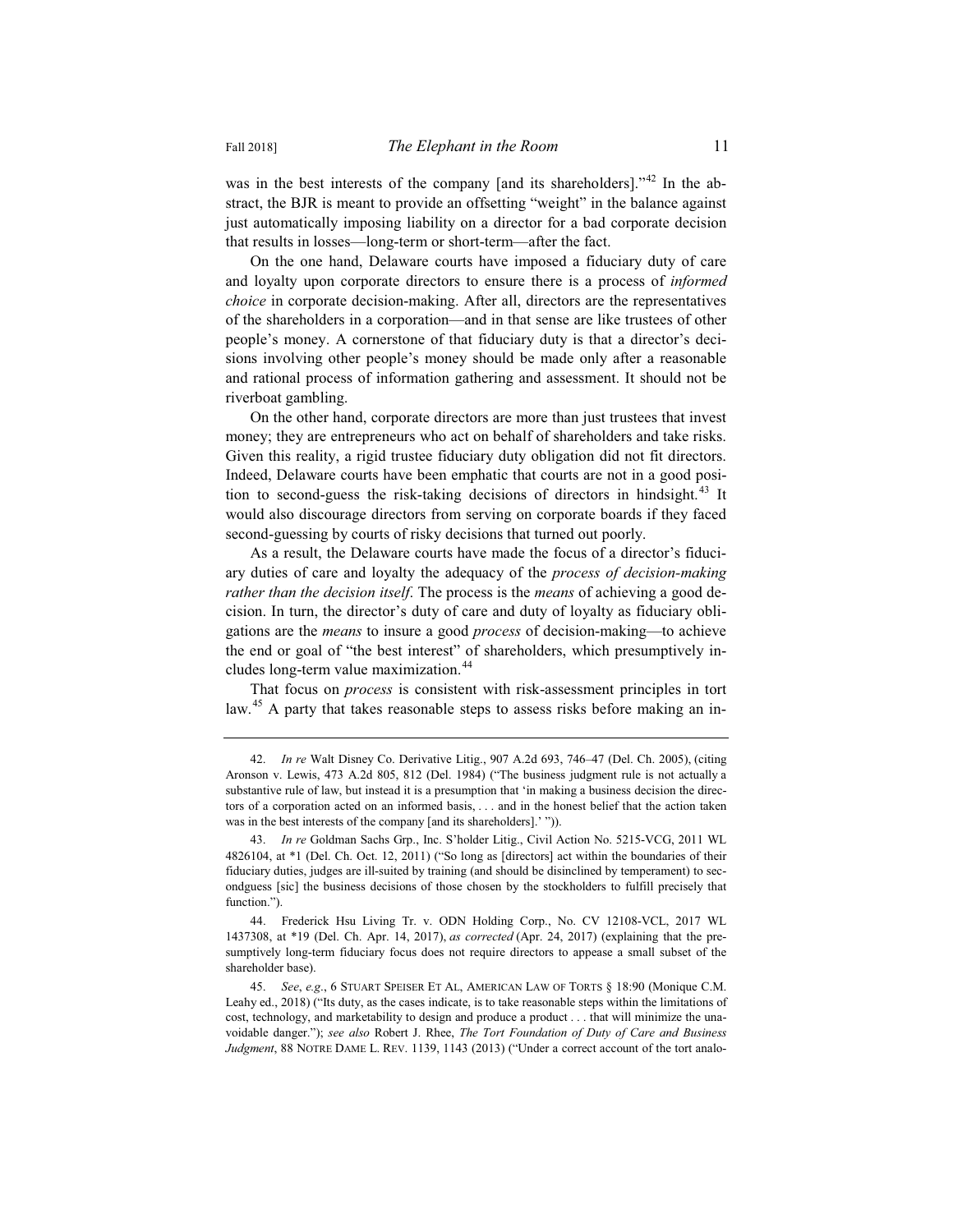was in the best interests of the company [and its shareholders]."[42] In the abstract, the BJR is meant to provide an offsetting "weight" in the balance against just automatically imposing liability on a director for a bad corporate decision that results in losses—long-term or short-term—after the fact.

On the one hand, Delaware courts have imposed a fiduciary duty of care and loyalty upon corporate directors to ensure there is a process of *informed choice* in corporate decision-making. After all, directors are the representatives of the shareholders in a corporation—and in that sense are like trustees of other people's money. A cornerstone of that fiduciary duty is that a director's decisions involving other people's money should be made only after a reasonable and rational process of information gathering and assessment. It should not be riverboat gambling.

On the other hand, corporate directors are more than just trustees that invest money; they are entrepreneurs who act on behalf of shareholders and take risks. Given this reality, a rigid trustee fiduciary duty obligation did not fit directors. Indeed, Delaware courts have been emphatic that courts are not in a good position to second-guess the risk-taking decisions of directors in hindsight.[43] It would also discourage directors from serving on corporate boards if they faced second-guessing by courts of risky decisions that turned out poorly.

As a result, the Delaware courts have made the focus of a director's fiduciary duties of care and loyalty the adequacy of the *process of decision-making rather than the decision itself*. The process is the *means* of achieving a good decision. In turn, the director's duty of care and duty of loyalty as fiduciary obligations are the *means* to insure a good *process* of decision-making—to achieve the end or goal of "the best interest" of shareholders, which presumptively includes long-term value maximization.[44]

That focus on *process* is consistent with risk-assessment principles in tort law.[45] A party that takes reasonable steps to assess risks before making an in-

---

42. *In re* Walt Disney Co. Derivative Litig., 907 A.2d 693, 746–47 (Del. Ch. 2005), (citing Aronson v. Lewis, 473 A.2d 805, 812 (Del. 1984) ("The business judgment rule is not actually a substantive rule of law, but instead it is a presumption that 'in making a business decision the directors of a corporation acted on an informed basis, . . . and in the honest belief that the action taken was in the best interests of the company [and its shareholders].' ")).

43. *In re* Goldman Sachs Grp., Inc. S'holder Litig., Civil Action No. 5215-VCG, 2011 WL 4826104, at *1 (Del. Ch. Oct. 12, 2011) ("So long as [directors] act within the boundaries of their fiduciary duties, judges are ill-suited by training (and should be disinclined by temperament) to secondguess [sic] the business decisions of those chosen by the stockholders to fulfill precisely that function.").

44. Frederick Hsu Living Tr. v. ODN Holding Corp., No. CV 12108-VCL, 2017 WL 1437308, at *19 (Del. Ch. Apr. 14, 2017), *as corrected* (Apr. 24, 2017) (explaining that the presumptively long-term fiduciary focus does not require directors to appease a small subset of the shareholder base).

45. *See*, *e.g.*, 6 STUART SPEISER ET AL, AMERICAN LAW OF TORTS § 18:90 (Monique C.M. Leahy ed., 2018) ("Its duty, as the cases indicate, is to take reasonable steps within the limitations of cost, technology, and marketability to design and produce a product . . . that will minimize the unavoidable danger."); *see also* Robert J. Rhee, *The Tort Foundation of Duty of Care and Business Judgment*, 88 NOTRE DAME L. REV. 1139, 1143 (2013) ("Under a correct account of the tort analo-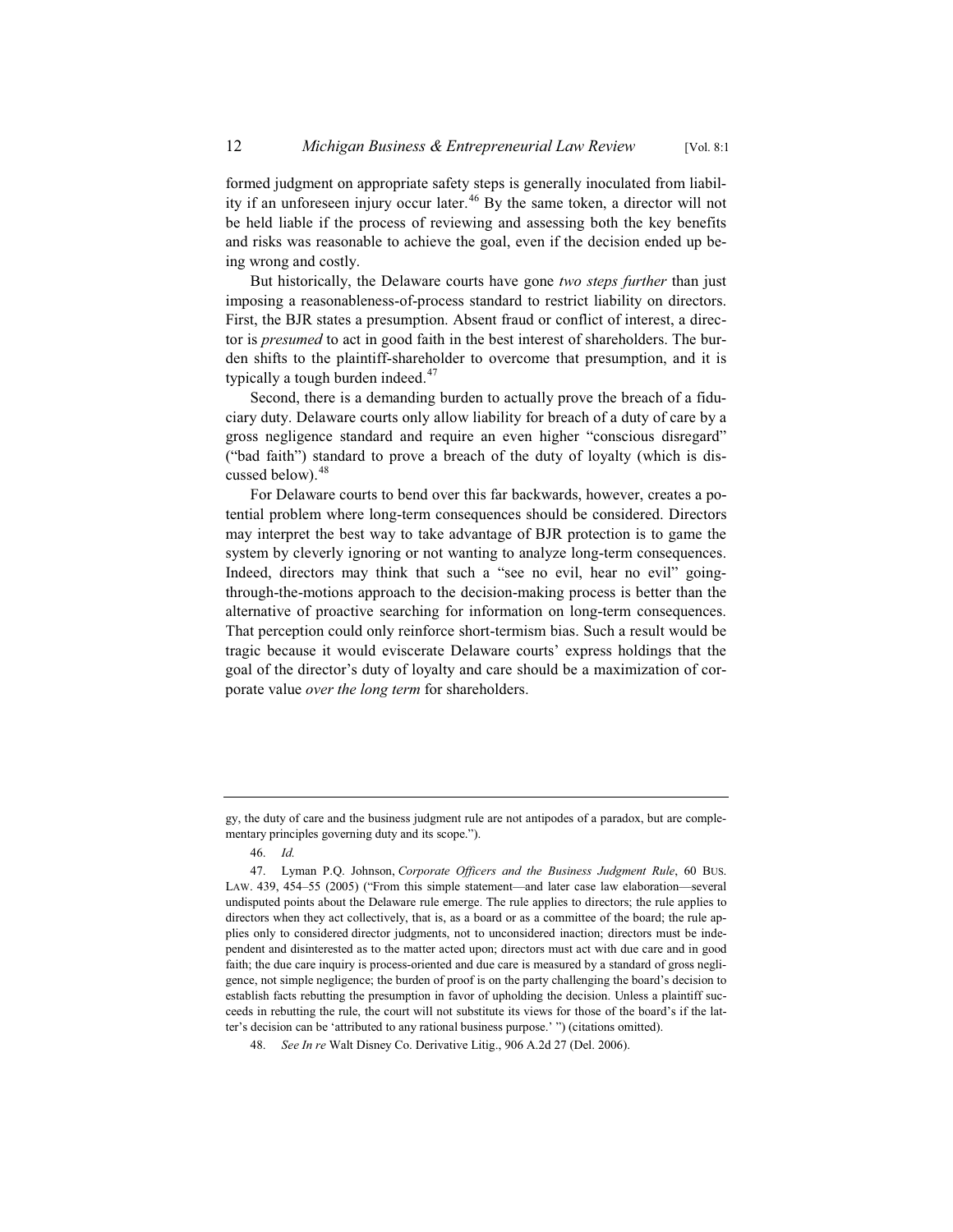formed judgment on appropriate safety steps is generally inoculated from liability if an unforeseen injury occur later.[46] By the same token, a director will not be held liable if the process of reviewing and assessing both the key benefits and risks was reasonable to achieve the goal, even if the decision ended up being wrong and costly.

But historically, the Delaware courts have gone *two steps further* than just imposing a reasonableness-of-process standard to restrict liability on directors. First, the BJR states a presumption. Absent fraud or conflict of interest, a director is *presumed* to act in good faith in the best interest of shareholders. The burden shifts to the plaintiff-shareholder to overcome that presumption, and it is typically a tough burden indeed.[47]

Second, there is a demanding burden to actually prove the breach of a fiduciary duty. Delaware courts only allow liability for breach of a duty of care by a gross negligence standard and require an even higher "conscious disregard" ("bad faith") standard to prove a breach of the duty of loyalty (which is discussed below).[48]

For Delaware courts to bend over this far backwards, however, creates a potential problem where long-term consequences should be considered. Directors may interpret the best way to take advantage of BJR protection is to game the system by cleverly ignoring or not wanting to analyze long-term consequences. Indeed, directors may think that such a "see no evil, hear no evil" going-through-the-motions approach to the decision-making process is better than the alternative of proactive searching for information on long-term consequences. That perception could only reinforce short-termism bias. Such a result would be tragic because it would eviscerate Delaware courts' express holdings that the goal of the director's duty of loyalty and care should be a maximization of corporate value *over the long term* for shareholders.

---

gy, the duty of care and the business judgment rule are not antipodes of a paradox, but are complementary principles governing duty and its scope.").

46. *Id.*

47. Lyman P.Q. Johnson, *Corporate Officers and the Business Judgment Rule*, 60 BUS. LAW. 439, 454–55 (2005) ("From this simple statement—and later case law elaboration—several undisputed points about the Delaware rule emerge. The rule applies to directors; the rule applies to directors when they act collectively, that is, as a board or as a committee of the board; the rule applies only to considered director judgments, not to unconsidered inaction; directors must be independent and disinterested as to the matter acted upon; directors must act with due care and in good faith; the due care inquiry is process-oriented and due care is measured by a standard of gross negligence, not simple negligence; the burden of proof is on the party challenging the board's decision to establish facts rebutting the presumption in favor of upholding the decision. Unless a plaintiff succeeds in rebutting the rule, the court will not substitute its views for those of the board's if the latter's decision can be 'attributed to any rational business purpose.' ") (citations omitted).

48. *See In re* Walt Disney Co. Derivative Litig., 906 A.2d 27 (Del. 2006).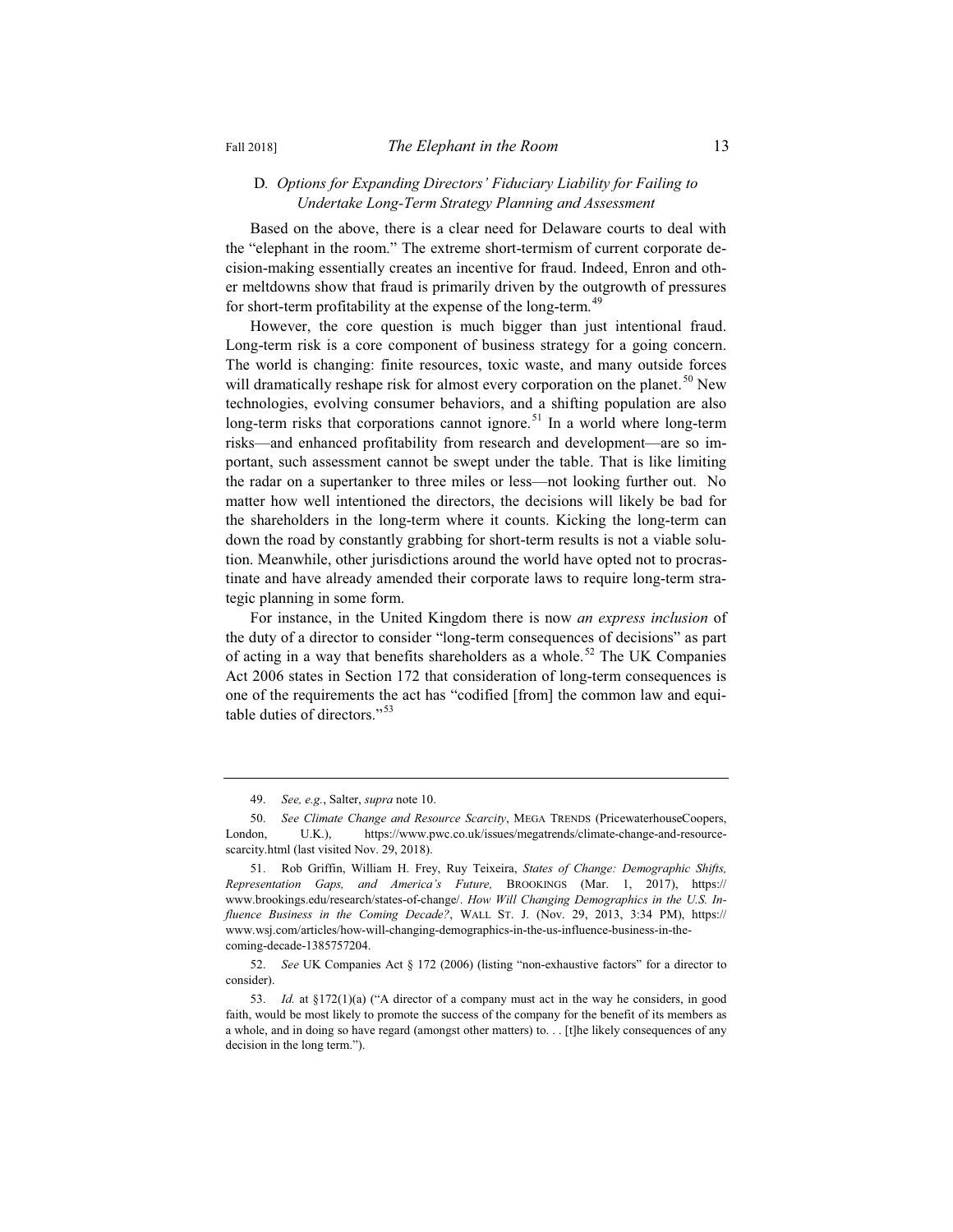### D. *Options for Expanding Directors' Fiduciary Liability for Failing to Undertake Long-Term Strategy Planning and Assessment*

Based on the above, there is a clear need for Delaware courts to deal with the "elephant in the room." The extreme short-termism of current corporate decision-making essentially creates an incentive for fraud. Indeed, Enron and other meltdowns show that fraud is primarily driven by the outgrowth of pressures for short-term profitability at the expense of the long-term.[49]

However, the core question is much bigger than just intentional fraud. Long-term risk is a core component of business strategy for a going concern. The world is changing: finite resources, toxic waste, and many outside forces will dramatically reshape risk for almost every corporation on the planet.[50] New technologies, evolving consumer behaviors, and a shifting population are also long-term risks that corporations cannot ignore.[51] In a world where long-term risks—and enhanced profitability from research and development—are so important, such assessment cannot be swept under the table. That is like limiting the radar on a supertanker to three miles or less—not looking further out. No matter how well intentioned the directors, the decisions will likely be bad for the shareholders in the long-term where it counts. Kicking the long-term can down the road by constantly grabbing for short-term results is not a viable solution. Meanwhile, other jurisdictions around the world have opted not to procrastinate and have already amended their corporate laws to require long-term strategic planning in some form.

For instance, in the United Kingdom there is now *an express inclusion* of the duty of a director to consider "long-term consequences of decisions" as part of acting in a way that benefits shareholders as a whole.[52] The UK Companies Act 2006 states in Section 172 that consideration of long-term consequences is one of the requirements the act has "codified [from] the common law and equitable duties of directors."[53]

---

49. *See, e.g.*, Salter, *supra* note 10.

50. *See Climate Change and Resource Scarcity*, MEGA TRENDS (PricewaterhouseCoopers, London, U.K.), https://www.pwc.co.uk/issues/megatrends/climate-change-and-resource-scarcity.html (last visited Nov. 29, 2018).

51. Rob Griffin, William H. Frey, Ruy Teixeira, *States of Change: Demographic Shifts, Representation Gaps, and America's Future,* BROOKINGS (Mar. 1, 2017), https://www.brookings.edu/research/states-of-change/. *How Will Changing Demographics in the U.S. Influence Business in the Coming Decade?*, WALL ST. J. (Nov. 29, 2013, 3:34 PM), https://www.wsj.com/articles/how-will-changing-demographics-in-the-us-influence-business-in-the-coming-decade-1385757204.

52. *See* UK Companies Act § 172 (2006) (listing "non-exhaustive factors" for a director to consider).

53. *Id.* at §172(1)(a) ("A director of a company must act in the way he considers, in good faith, would be most likely to promote the success of the company for the benefit of its members as a whole, and in doing so have regard (amongst other matters) to. . . [t]he likely consequences of any decision in the long term.").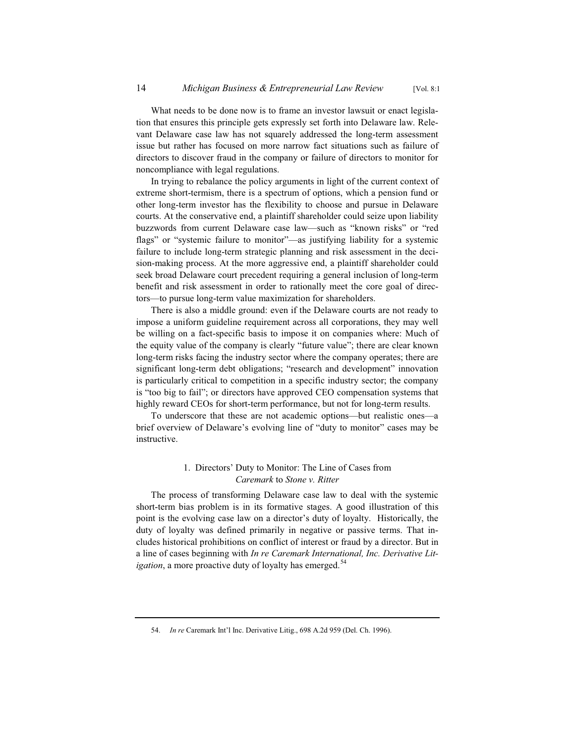What needs to be done now is to frame an investor lawsuit or enact legislation that ensures this principle gets expressly set forth into Delaware law. Relevant Delaware case law has not squarely addressed the long-term assessment issue but rather has focused on more narrow fact situations such as failure of directors to discover fraud in the company or failure of directors to monitor for noncompliance with legal regulations.

In trying to rebalance the policy arguments in light of the current context of extreme short-termism, there is a spectrum of options, which a pension fund or other long-term investor has the flexibility to choose and pursue in Delaware courts. At the conservative end, a plaintiff shareholder could seize upon liability buzzwords from current Delaware case law—such as "known risks" or "red flags" or "systemic failure to monitor"—as justifying liability for a systemic failure to include long-term strategic planning and risk assessment in the decision-making process. At the more aggressive end, a plaintiff shareholder could seek broad Delaware court precedent requiring a general inclusion of long-term benefit and risk assessment in order to rationally meet the core goal of directors—to pursue long-term value maximization for shareholders.

There is also a middle ground: even if the Delaware courts are not ready to impose a uniform guideline requirement across all corporations, they may well be willing on a fact-specific basis to impose it on companies where: Much of the equity value of the company is clearly "future value"; there are clear known long-term risks facing the industry sector where the company operates; there are significant long-term debt obligations; "research and development" innovation is particularly critical to competition in a specific industry sector; the company is "too big to fail"; or directors have approved CEO compensation systems that highly reward CEOs for short-term performance, but not for long-term results.

To underscore that these are not academic options—but realistic ones—a brief overview of Delaware's evolving line of "duty to monitor" cases may be instructive.

### 1. Directors' Duty to Monitor: The Line of Cases from *Caremark* to *Stone v. Ritter*

The process of transforming Delaware case law to deal with the systemic short-term bias problem is in its formative stages. A good illustration of this point is the evolving case law on a director's duty of loyalty. Historically, the duty of loyalty was defined primarily in negative or passive terms. That includes historical prohibitions on conflict of interest or fraud by a director. But in a line of cases beginning with *In re Caremark International, Inc. Derivative Litigation*, a more proactive duty of loyalty has emerged.[54]

---

54. *In re* Caremark Int'l Inc. Derivative Litig., 698 A.2d 959 (Del. Ch. 1996).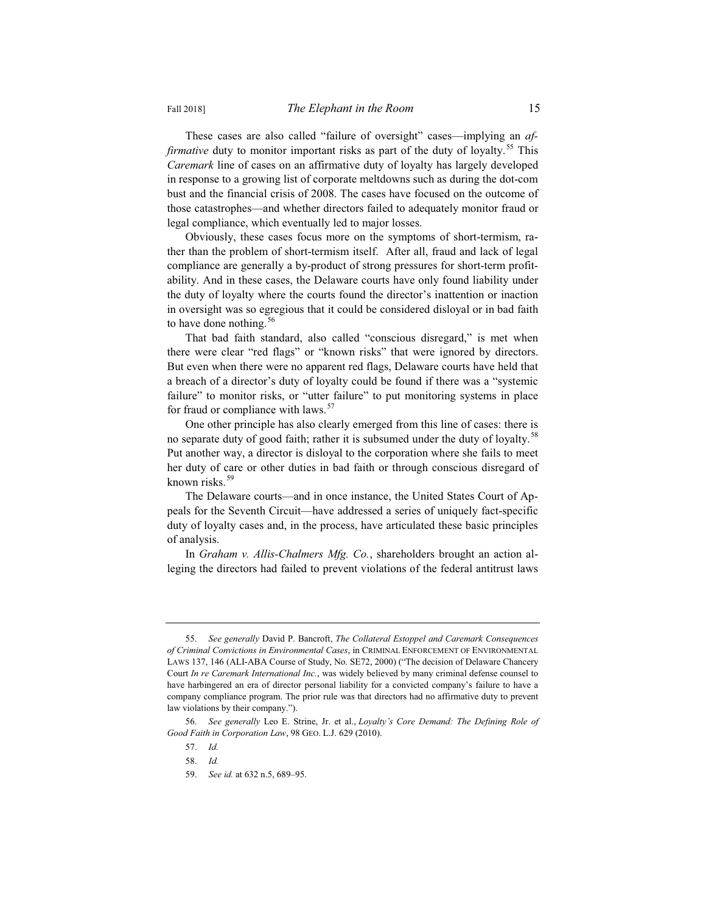These cases are also called "failure of oversight" cases—implying an *affirmative* duty to monitor important risks as part of the duty of loyalty.[55] This *Caremark* line of cases on an affirmative duty of loyalty has largely developed in response to a growing list of corporate meltdowns such as during the dot-com bust and the financial crisis of 2008. The cases have focused on the outcome of those catastrophes—and whether directors failed to adequately monitor fraud or legal compliance, which eventually led to major losses.

Obviously, these cases focus more on the symptoms of short-termism, rather than the problem of short-termism itself. After all, fraud and lack of legal compliance are generally a by-product of strong pressures for short-term profitability. And in these cases, the Delaware courts have only found liability under the duty of loyalty where the courts found the director's inattention or inaction in oversight was so egregious that it could be considered disloyal or in bad faith to have done nothing.[56]

That bad faith standard, also called "conscious disregard," is met when there were clear "red flags" or "known risks" that were ignored by directors. But even when there were no apparent red flags, Delaware courts have held that a breach of a director's duty of loyalty could be found if there was a "systemic failure" to monitor risks, or "utter failure" to put monitoring systems in place for fraud or compliance with laws.[57]

One other principle has also clearly emerged from this line of cases: there is no separate duty of good faith; rather it is subsumed under the duty of loyalty.[58] Put another way, a director is disloyal to the corporation where she fails to meet her duty of care or other duties in bad faith or through conscious disregard of known risks.[59]

The Delaware courts—and in once instance, the United States Court of Appeals for the Seventh Circuit—have addressed a series of uniquely fact-specific duty of loyalty cases and, in the process, have articulated these basic principles of analysis.

In *Graham v. Allis-Chalmers Mfg. Co.*, shareholders brought an action alleging the directors had failed to prevent violations of the federal antitrust laws

---

55. *See generally* David P. Bancroft, *The Collateral Estoppel and Caremark Consequences of Criminal Convictions in Environmental Cases*, in CRIMINAL ENFORCEMENT OF ENVIRONMENTAL LAWS 137, 146 (ALI-ABA Course of Study, No. SE72, 2000) ("The decision of Delaware Chancery Court *In re Caremark International Inc.*, was widely believed by many criminal defense counsel to have harbingered an era of director personal liability for a convicted company's failure to have a company compliance program. The prior rule was that directors had no affirmative duty to prevent law violations by their company.").

56. *See generally* Leo E. Strine, Jr. et al., *Loyalty's Core Demand: The Defining Role of Good Faith in Corporation Law*, 98 GEO. L.J. 629 (2010).

57. *Id.*

58. *Id.*

59. *See id.* at 632 n.5, 689–95.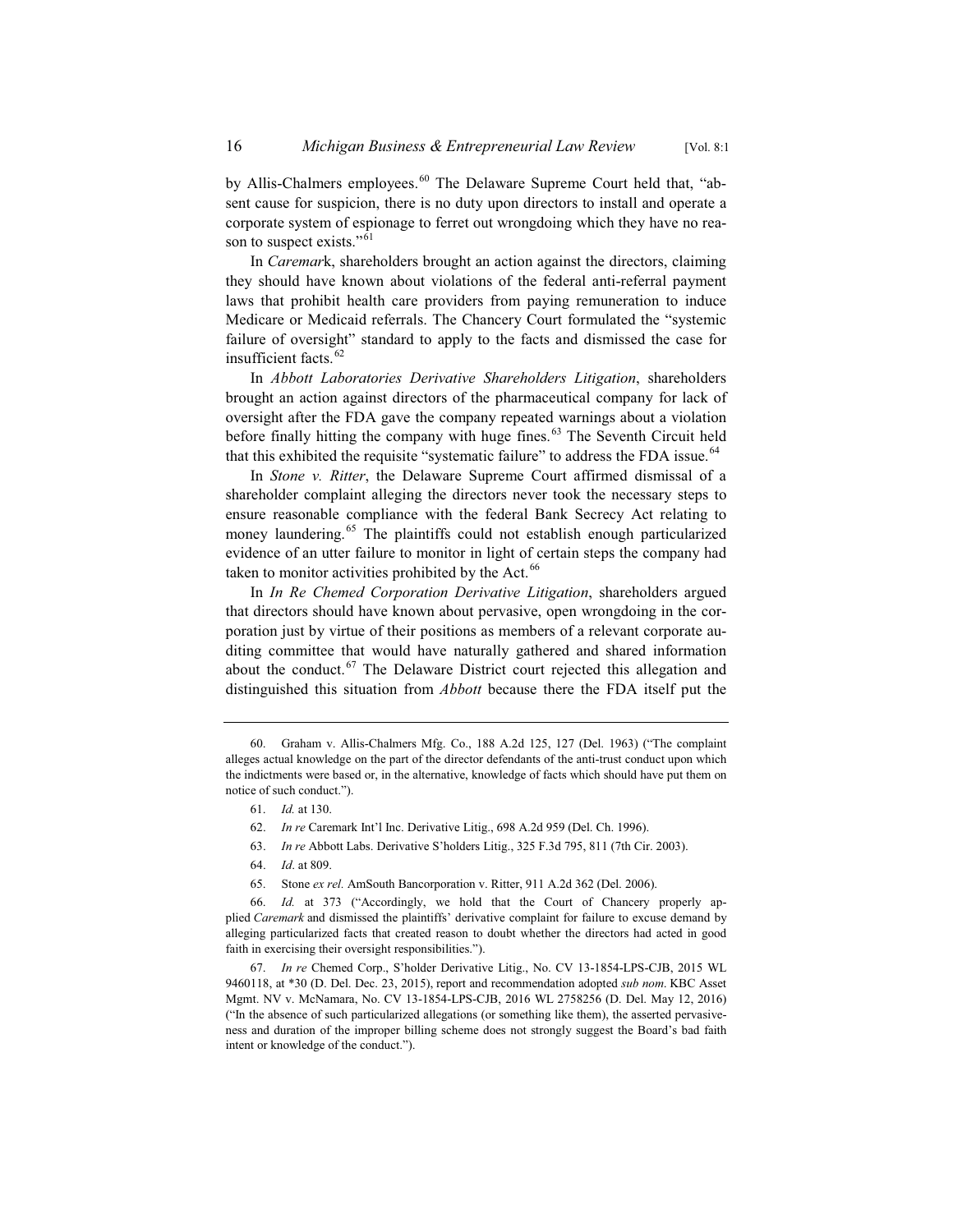by Allis-Chalmers employees.[60] The Delaware Supreme Court held that, "absent cause for suspicion, there is no duty upon directors to install and operate a corporate system of espionage to ferret out wrongdoing which they have no reason to suspect exists."[61]

In *Caremar*k, shareholders brought an action against the directors, claiming they should have known about violations of the federal anti-referral payment laws that prohibit health care providers from paying remuneration to induce Medicare or Medicaid referrals. The Chancery Court formulated the "systemic failure of oversight" standard to apply to the facts and dismissed the case for insufficient facts.[62]

In *Abbott Laboratories Derivative Shareholders Litigation*, shareholders brought an action against directors of the pharmaceutical company for lack of oversight after the FDA gave the company repeated warnings about a violation before finally hitting the company with huge fines.[63] The Seventh Circuit held that this exhibited the requisite "systematic failure" to address the FDA issue.[64]

In *Stone v. Ritter*, the Delaware Supreme Court affirmed dismissal of a shareholder complaint alleging the directors never took the necessary steps to ensure reasonable compliance with the federal Bank Secrecy Act relating to money laundering.[65] The plaintiffs could not establish enough particularized evidence of an utter failure to monitor in light of certain steps the company had taken to monitor activities prohibited by the Act.[66]

In *In Re Chemed Corporation Derivative Litigation*, shareholders argued that directors should have known about pervasive, open wrongdoing in the corporation just by virtue of their positions as members of a relevant corporate auditing committee that would have naturally gathered and shared information about the conduct.[67] The Delaware District court rejected this allegation and distinguished this situation from *Abbott* because there the FDA itself put the

---

60. Graham v. Allis-Chalmers Mfg. Co., 188 A.2d 125, 127 (Del. 1963) ("The complaint alleges actual knowledge on the part of the director defendants of the anti-trust conduct upon which the indictments were based or, in the alternative, knowledge of facts which should have put them on notice of such conduct.").

61. *Id.* at 130.

62. *In re* Caremark Int'l Inc. Derivative Litig., 698 A.2d 959 (Del. Ch. 1996).

63. *In re* Abbott Labs. Derivative S'holders Litig., 325 F.3d 795, 811 (7th Cir. 2003).

64. *Id*. at 809.

65. Stone *ex rel.* AmSouth Bancorporation v. Ritter, 911 A.2d 362 (Del. 2006).

66. *Id.* at 373 ("Accordingly, we hold that the Court of Chancery properly applied *Caremark* and dismissed the plaintiffs' derivative complaint for failure to excuse demand by alleging particularized facts that created reason to doubt whether the directors had acted in good faith in exercising their oversight responsibilities.").

67. *In re* Chemed Corp., S'holder Derivative Litig., No. CV 13-1854-LPS-CJB, 2015 WL 9460118, at *30 (D. Del. Dec. 23, 2015), report and recommendation adopted *sub nom*. KBC Asset Mgmt. NV v. McNamara, No. CV 13-1854-LPS-CJB, 2016 WL 2758256 (D. Del. May 12, 2016) ("In the absence of such particularized allegations (or something like them), the asserted pervasiveness and duration of the improper billing scheme does not strongly suggest the Board's bad faith intent or knowledge of the conduct.").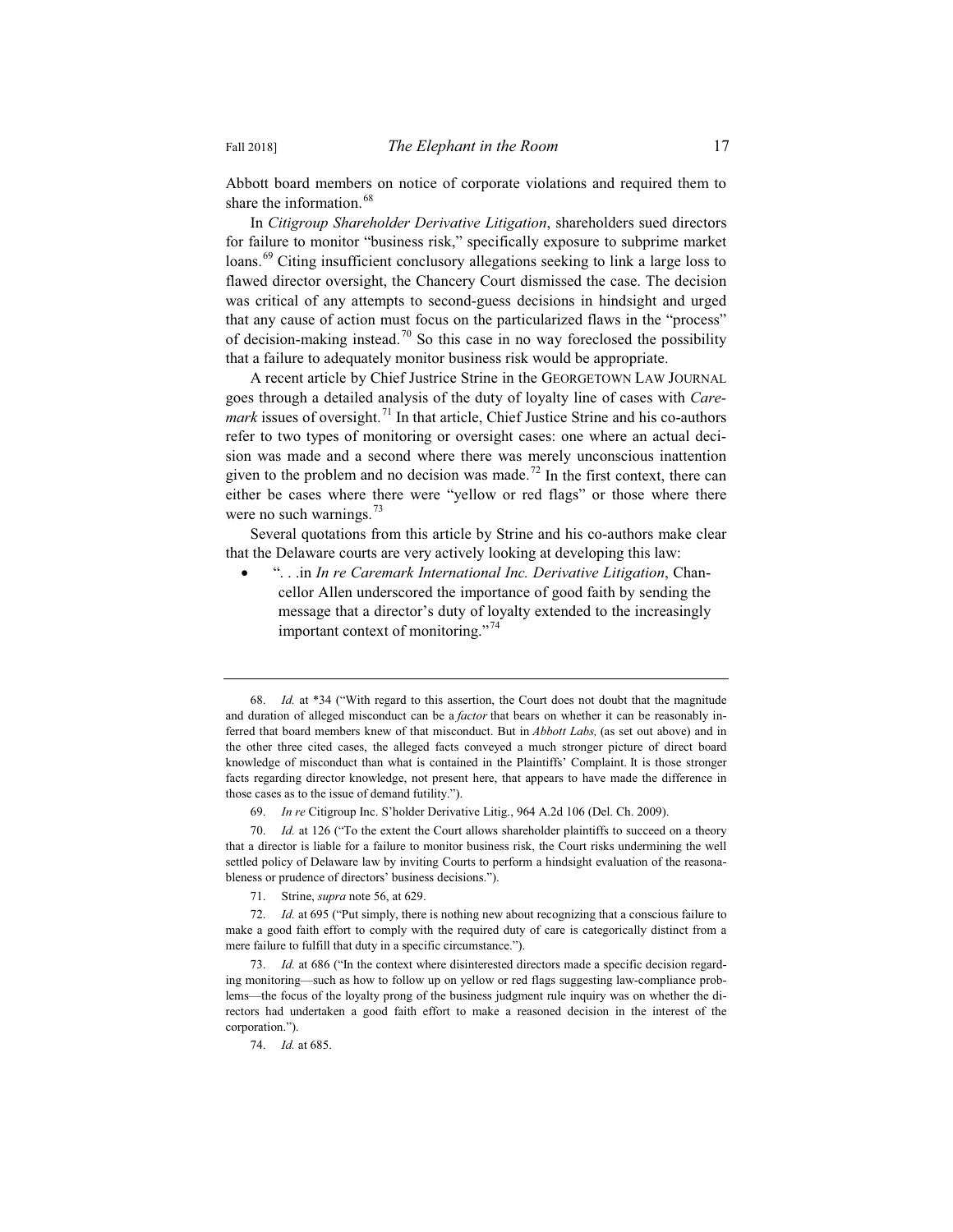Abbott board members on notice of corporate violations and required them to share the information.[68]

In *Citigroup Shareholder Derivative Litigation*, shareholders sued directors for failure to monitor "business risk," specifically exposure to subprime market loans.[69] Citing insufficient conclusory allegations seeking to link a large loss to flawed director oversight, the Chancery Court dismissed the case. The decision was critical of any attempts to second-guess decisions in hindsight and urged that any cause of action must focus on the particularized flaws in the "process" of decision-making instead.[70] So this case in no way foreclosed the possibility that a failure to adequately monitor business risk would be appropriate.

A recent article by Chief Justice Strine in the GEORGETOWN LAW JOURNAL goes through a detailed analysis of the duty of loyalty line of cases with *Caremark* issues of oversight.[71] In that article, Chief Justice Strine and his co-authors refer to two types of monitoring or oversight cases: one where an actual decision was made and a second where there was merely unconscious inattention given to the problem and no decision was made.[72] In the first context, there can either be cases where there were "yellow or red flags" or those where there were no such warnings.[73]

Several quotations from this article by Strine and his co-authors make clear that the Delaware courts are very actively looking at developing this law:

- ". . .in *In re Caremark International Inc. Derivative Litigation*, Chancellor Allen underscored the importance of good faith by sending the message that a director's duty of loyalty extended to the increasingly important context of monitoring."[74]

---

68. *Id.* at *34 ("With regard to this assertion, the Court does not doubt that the magnitude and duration of alleged misconduct can be a *factor* that bears on whether it can be reasonably inferred that board members knew of that misconduct. But in *Abbott Labs,* (as set out above) and in the other three cited cases, the alleged facts conveyed a much stronger picture of direct board knowledge of misconduct than what is contained in the Plaintiffs' Complaint. It is those stronger facts regarding director knowledge, not present here, that appears to have made the difference in those cases as to the issue of demand futility.").

69. *In re* Citigroup Inc. S'holder Derivative Litig., 964 A.2d 106 (Del. Ch. 2009).

70. *Id.* at 126 ("To the extent the Court allows shareholder plaintiffs to succeed on a theory that a director is liable for a failure to monitor business risk, the Court risks undermining the well settled policy of Delaware law by inviting Courts to perform a hindsight evaluation of the reasonableness or prudence of directors' business decisions.").

71. Strine, *supra* note 56, at 629.

72. *Id.* at 695 ("Put simply, there is nothing new about recognizing that a conscious failure to make a good faith effort to comply with the required duty of care is categorically distinct from a mere failure to fulfill that duty in a specific circumstance.").

73. *Id.* at 686 ("In the context where disinterested directors made a specific decision regarding monitoring—such as how to follow up on yellow or red flags suggesting law-compliance problems—the focus of the loyalty prong of the business judgment rule inquiry was on whether the directors had undertaken a good faith effort to make a reasoned decision in the interest of the corporation.").

74. *Id.* at 685.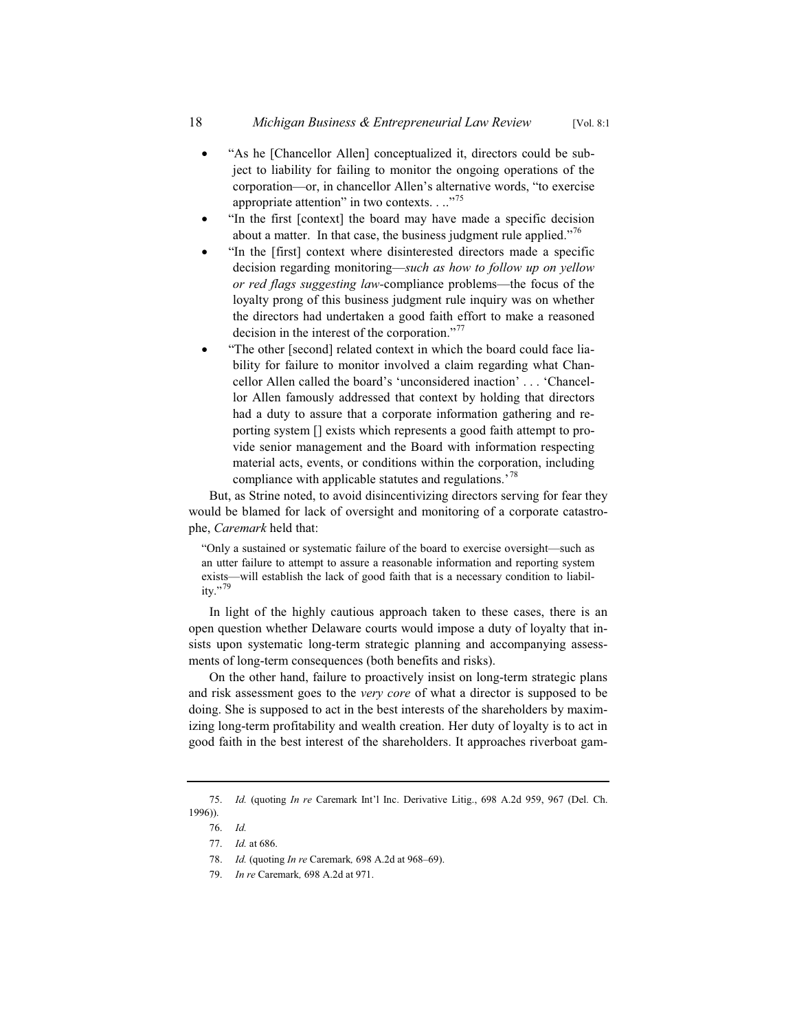- "As he [Chancellor Allen] conceptualized it, directors could be subject to liability for failing to monitor the ongoing operations of the corporation—or, in chancellor Allen's alternative words, "to exercise appropriate attention" in two contexts. . .."[75]
- "In the first [context] the board may have made a specific decision about a matter. In that case, the business judgment rule applied."[76]
- "In the [first] context where disinterested directors made a specific decision regarding monitoring—*such as how to follow up on yellow or red flags suggesting law*-compliance problems—the focus of the loyalty prong of this business judgment rule inquiry was on whether the directors had undertaken a good faith effort to make a reasoned decision in the interest of the corporation."[77]
- "The other [second] related context in which the board could face liability for failure to monitor involved a claim regarding what Chancellor Allen called the board's 'unconsidered inaction' . . . 'Chancellor Allen famously addressed that context by holding that directors had a duty to assure that a corporate information gathering and reporting system [] exists which represents a good faith attempt to provide senior management and the Board with information respecting material acts, events, or conditions within the corporation, including compliance with applicable statutes and regulations.'[78]

But, as Strine noted, to avoid disincentivizing directors serving for fear they would be blamed for lack of oversight and monitoring of a corporate catastrophe, *Caremark* held that:

> "Only a sustained or systematic failure of the board to exercise oversight—such as an utter failure to attempt to assure a reasonable information and reporting system exists—will establish the lack of good faith that is a necessary condition to liability."[79]

In light of the highly cautious approach taken to these cases, there is an open question whether Delaware courts would impose a duty of loyalty that insists upon systematic long-term strategic planning and accompanying assessments of long-term consequences (both benefits and risks).

On the other hand, failure to proactively insist on long-term strategic plans and risk assessment goes to the *very core* of what a director is supposed to be doing. She is supposed to act in the best interests of the shareholders by maximizing long-term profitability and wealth creation. Her duty of loyalty is to act in good faith in the best interest of the shareholders. It approaches riverboat gam-

---

75. *Id.* (quoting *In re* Caremark Int'l Inc. Derivative Litig., 698 A.2d 959, 967 (Del. Ch. 1996)).

76. *Id.*

77. *Id.* at 686.

78. *Id.* (quoting *In re* Caremark*,* 698 A.2d at 968–69).

79. *In re* Caremark*,* 698 A.2d at 971.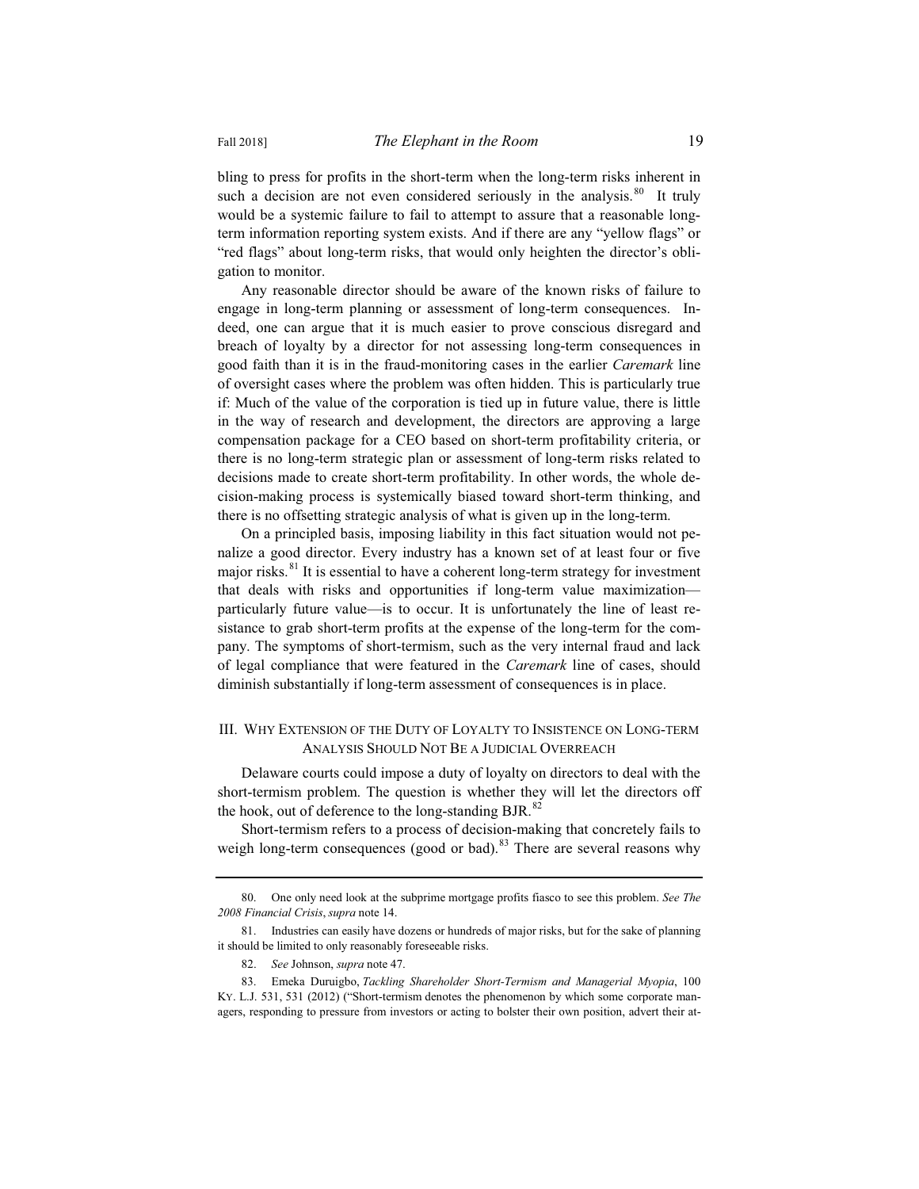bling to press for profits in the short-term when the long-term risks inherent in such a decision are not even considered seriously in the analysis.[80] It truly would be a systemic failure to fail to attempt to assure that a reasonable long-term information reporting system exists. And if there are any "yellow flags" or "red flags" about long-term risks, that would only heighten the director's obligation to monitor.

Any reasonable director should be aware of the known risks of failure to engage in long-term planning or assessment of long-term consequences. Indeed, one can argue that it is much easier to prove conscious disregard and breach of loyalty by a director for not assessing long-term consequences in good faith than it is in the fraud-monitoring cases in the earlier *Caremark* line of oversight cases where the problem was often hidden. This is particularly true if: Much of the value of the corporation is tied up in future value, there is little in the way of research and development, the directors are approving a large compensation package for a CEO based on short-term profitability criteria, or there is no long-term strategic plan or assessment of long-term risks related to decisions made to create short-term profitability. In other words, the whole decision-making process is systemically biased toward short-term thinking, and there is no offsetting strategic analysis of what is given up in the long-term.

On a principled basis, imposing liability in this fact situation would not penalize a good director. Every industry has a known set of at least four or five major risks.[81] It is essential to have a coherent long-term strategy for investment that deals with risks and opportunities if long-term value maximization—particularly future value—is to occur. It is unfortunately the line of least resistance to grab short-term profits at the expense of the long-term for the company. The symptoms of short-termism, such as the very internal fraud and lack of legal compliance that were featured in the *Caremark* line of cases, should diminish substantially if long-term assessment of consequences is in place.

## III. Why Extension of the Duty of Loyalty to Insistence on Long-term Analysis Should Not Be a Judicial Overreach

Delaware courts could impose a duty of loyalty on directors to deal with the short-termism problem. The question is whether they will let the directors off the hook, out of deference to the long-standing BJR.[82]

Short-termism refers to a process of decision-making that concretely fails to weigh long-term consequences (good or bad).[83] There are several reasons why

---

80. One only need look at the subprime mortgage profits fiasco to see this problem. *See The 2008 Financial Crisis*, *supra* note 14.

81. Industries can easily have dozens or hundreds of major risks, but for the sake of planning it should be limited to only reasonably foreseeable risks.

82. *See* Johnson, *supra* note 47.

83. Emeka Duruigbo, *Tackling Shareholder Short-Termism and Managerial Myopia*, 100 KY. L.J. 531, 531 (2012) ("Short-termism denotes the phenomenon by which some corporate managers, responding to pressure from investors or acting to bolster their own position, advert their at-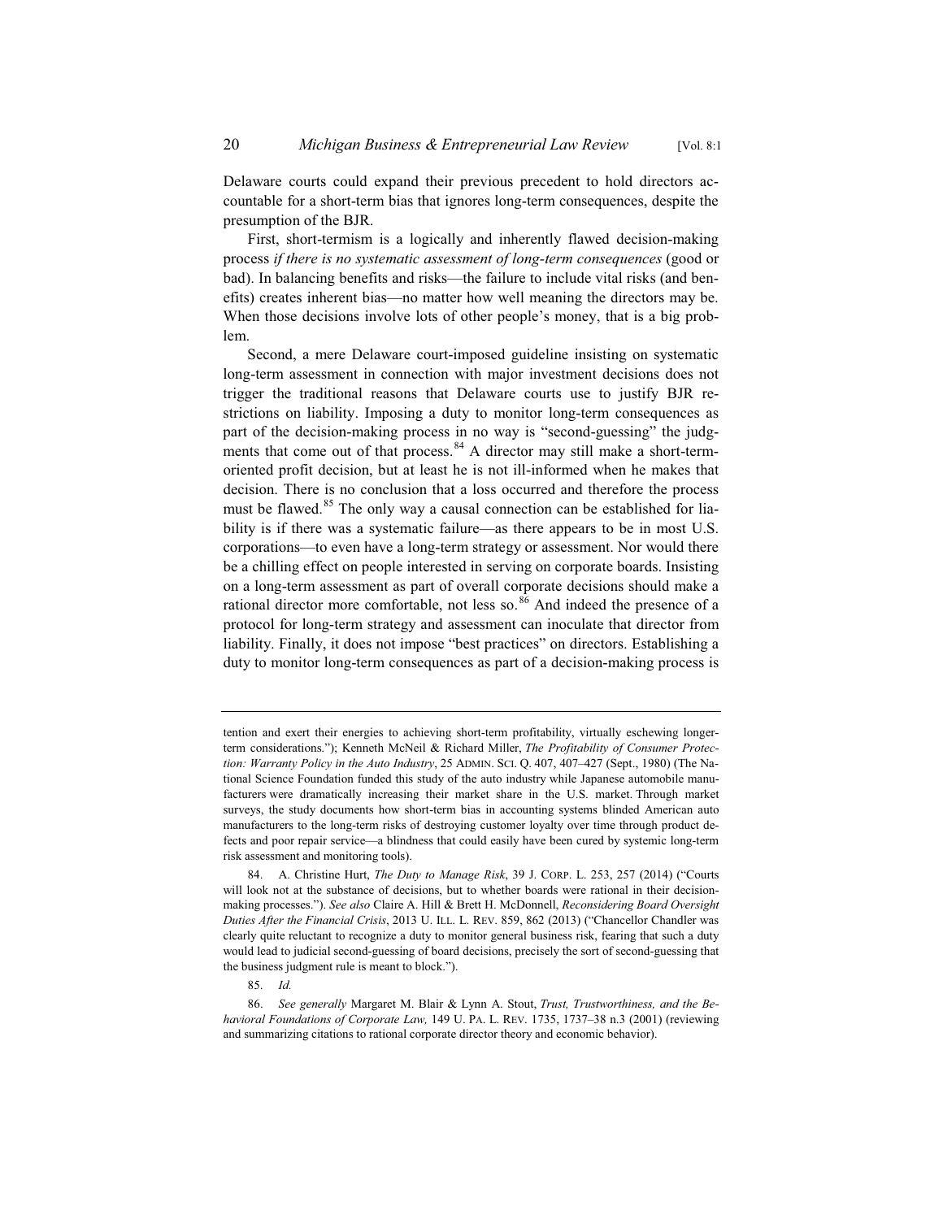Delaware courts could expand their previous precedent to hold directors accountable for a short-term bias that ignores long-term consequences, despite the presumption of the BJR.

First, short-termism is a logically and inherently flawed decision-making process *if there is no systematic assessment of long-term consequences* (good or bad). In balancing benefits and risks—the failure to include vital risks (and benefits) creates inherent bias—no matter how well meaning the directors may be. When those decisions involve lots of other people's money, that is a big problem.

Second, a mere Delaware court-imposed guideline insisting on systematic long-term assessment in connection with major investment decisions does not trigger the traditional reasons that Delaware courts use to justify BJR restrictions on liability. Imposing a duty to monitor long-term consequences as part of the decision-making process in no way is "second-guessing" the judgments that come out of that process.[84] A director may still make a short-term-oriented profit decision, but at least he is not ill-informed when he makes that decision. There is no conclusion that a loss occurred and therefore the process must be flawed.[85] The only way a causal connection can be established for liability is if there was a systematic failure—as there appears to be in most U.S. corporations—to even have a long-term strategy or assessment. Nor would there be a chilling effect on people interested in serving on corporate boards. Insisting on a long-term assessment as part of overall corporate decisions should make a rational director more comfortable, not less so.[86] And indeed the presence of a protocol for long-term strategy and assessment can inoculate that director from liability. Finally, it does not impose "best practices" on directors. Establishing a duty to monitor long-term consequences as part of a decision-making process is

---

tention and exert their energies to achieving short-term profitability, virtually eschewing longer-term considerations."); Kenneth McNeil & Richard Miller, *The Profitability of Consumer Protection: Warranty Policy in the Auto Industry*, 25 ADMIN. SCI. Q. 407, 407–427 (Sept., 1980) (The National Science Foundation funded this study of the auto industry while Japanese automobile manufacturers were dramatically increasing their market share in the U.S. market. Through market surveys, the study documents how short-term bias in accounting systems blinded American auto manufacturers to the long-term risks of destroying customer loyalty over time through product defects and poor repair service—a blindness that could easily have been cured by systemic long-term risk assessment and monitoring tools).

84. A. Christine Hurt, *The Duty to Manage Risk*, 39 J. CORP. L. 253, 257 (2014) ("Courts will look not at the substance of decisions, but to whether boards were rational in their decision-making processes."). *See also* Claire A. Hill & Brett H. McDonnell, *Reconsidering Board Oversight Duties After the Financial Crisis*, 2013 U. ILL. L. REV. 859, 862 (2013) ("Chancellor Chandler was clearly quite reluctant to recognize a duty to monitor general business risk, fearing that such a duty would lead to judicial second-guessing of board decisions, precisely the sort of second-guessing that the business judgment rule is meant to block.").

85. *Id.*

86. *See generally* Margaret M. Blair & Lynn A. Stout, *Trust, Trustworthiness, and the Behavioral Foundations of Corporate Law,* 149 U. PA. L. REV. 1735, 1737–38 n.3 (2001) (reviewing and summarizing citations to rational corporate director theory and economic behavior).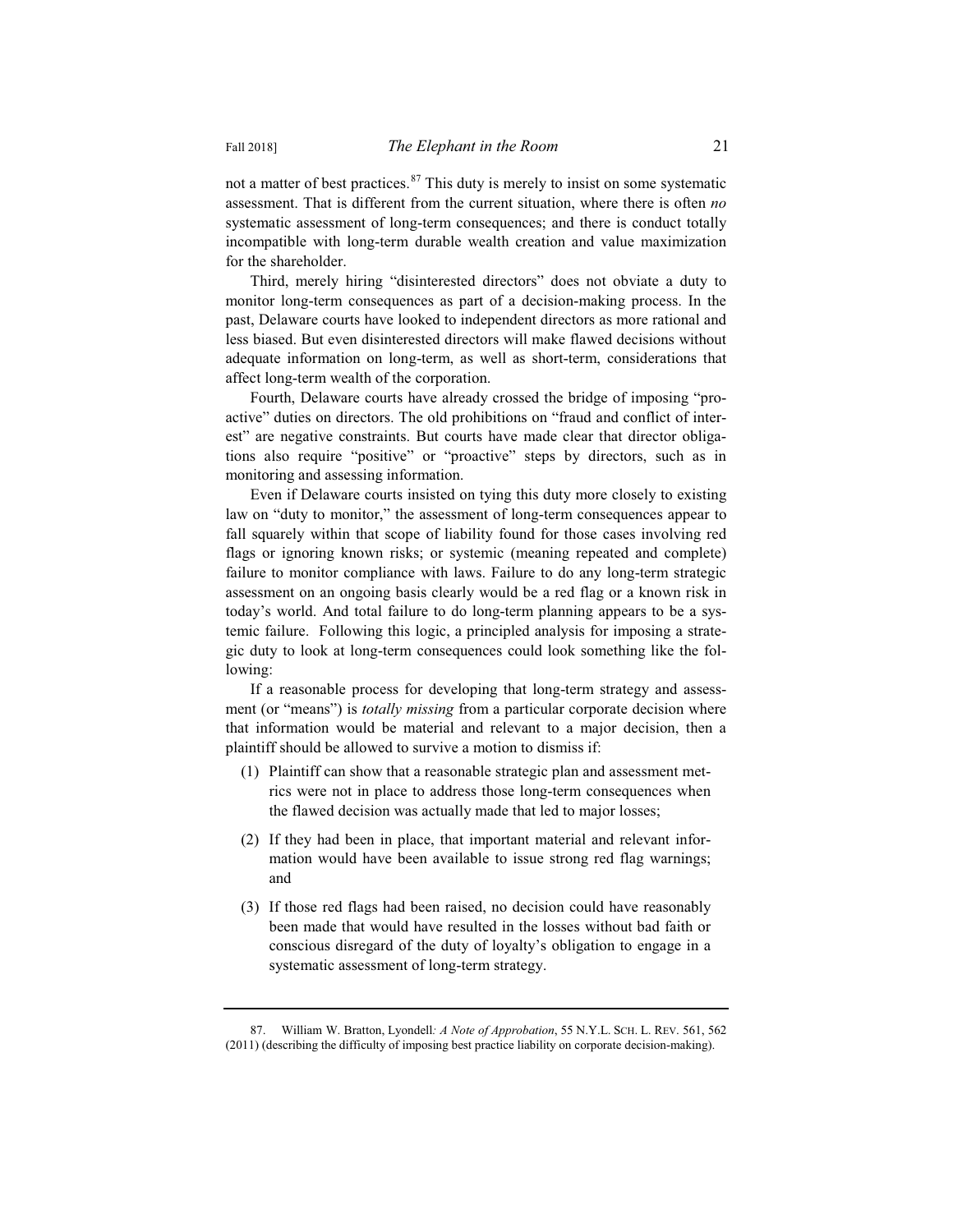not a matter of best practices.[87] This duty is merely to insist on some systematic assessment. That is different from the current situation, where there is often *no* systematic assessment of long-term consequences; and there is conduct totally incompatible with long-term durable wealth creation and value maximization for the shareholder.

Third, merely hiring "disinterested directors" does not obviate a duty to monitor long-term consequences as part of a decision-making process. In the past, Delaware courts have looked to independent directors as more rational and less biased. But even disinterested directors will make flawed decisions without adequate information on long-term, as well as short-term, considerations that affect long-term wealth of the corporation.

Fourth, Delaware courts have already crossed the bridge of imposing "proactive" duties on directors. The old prohibitions on "fraud and conflict of interest" are negative constraints. But courts have made clear that director obligations also require "positive" or "proactive" steps by directors, such as in monitoring and assessing information.

Even if Delaware courts insisted on tying this duty more closely to existing law on "duty to monitor," the assessment of long-term consequences appear to fall squarely within that scope of liability found for those cases involving red flags or ignoring known risks; or systemic (meaning repeated and complete) failure to monitor compliance with laws. Failure to do any long-term strategic assessment on an ongoing basis clearly would be a red flag or a known risk in today's world. And total failure to do long-term planning appears to be a systemic failure. Following this logic, a principled analysis for imposing a strategic duty to look at long-term consequences could look something like the following:

If a reasonable process for developing that long-term strategy and assessment (or "means") is *totally missing* from a particular corporate decision where that information would be material and relevant to a major decision, then a plaintiff should be allowed to survive a motion to dismiss if:

(1) Plaintiff can show that a reasonable strategic plan and assessment metrics were not in place to address those long-term consequences when the flawed decision was actually made that led to major losses;

(2) If they had been in place, that important material and relevant information would have been available to issue strong red flag warnings; and

(3) If those red flags had been raised, no decision could have reasonably been made that would have resulted in the losses without bad faith or conscious disregard of the duty of loyalty's obligation to engage in a systematic assessment of long-term strategy.

---

87. William W. Bratton, Lyondell*: A Note of Approbation*, 55 N.Y.L. SCH. L. REV. 561, 562 (2011) (describing the difficulty of imposing best practice liability on corporate decision-making).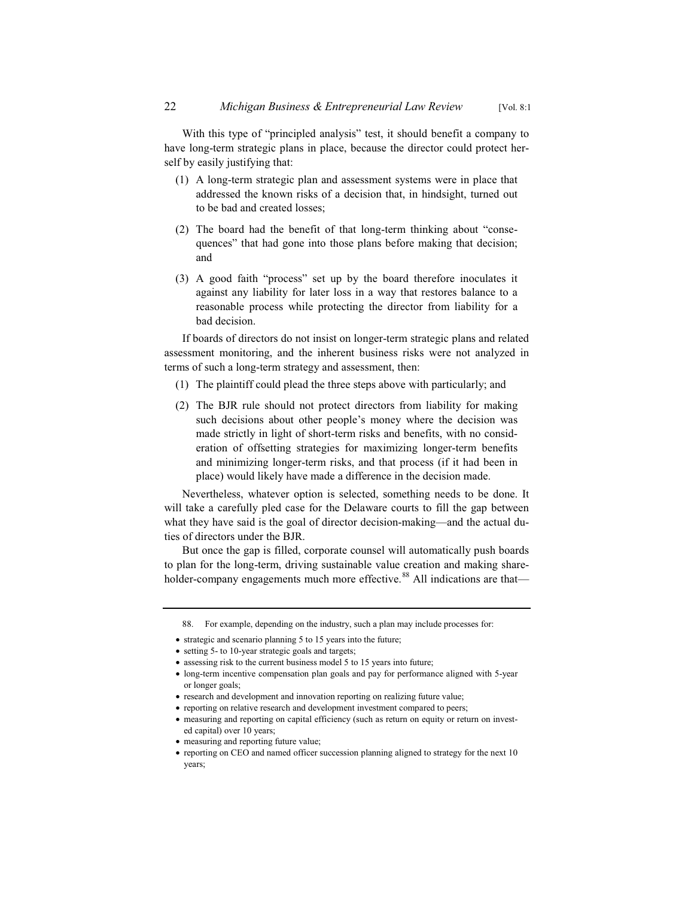With this type of "principled analysis" test, it should benefit a company to have long-term strategic plans in place, because the director could protect herself by easily justifying that:

1. A long-term strategic plan and assessment systems were in place that addressed the known risks of a decision that, in hindsight, turned out to be bad and created losses;
2. The board had the benefit of that long-term thinking about "consequences" that had gone into those plans before making that decision; and
3. A good faith "process" set up by the board therefore inoculates it against any liability for later loss in a way that restores balance to a reasonable process while protecting the director from liability for a bad decision.

If boards of directors do not insist on longer-term strategic plans and related assessment monitoring, and the inherent business risks were not analyzed in terms of such a long-term strategy and assessment, then:

1. The plaintiff could plead the three steps above with particularly; and
2. The BJR rule should not protect directors from liability for making such decisions about other people's money where the decision was made strictly in light of short-term risks and benefits, with no consideration of offsetting strategies for maximizing longer-term benefits and minimizing longer-term risks, and that process (if it had been in place) would likely have made a difference in the decision made.

Nevertheless, whatever option is selected, something needs to be done. It will take a carefully pled case for the Delaware courts to fill the gap between what they have said is the goal of director decision-making—and the actual duties of directors under the BJR.

But once the gap is filled, corporate counsel will automatically push boards to plan for the long-term, driving sustainable value creation and making shareholder-company engagements much more effective.[88] All indications are that—

---

88. For example, depending on the industry, such a plan may include processes for:

- strategic and scenario planning 5 to 15 years into the future;
- setting 5- to 10-year strategic goals and targets;
- assessing risk to the current business model 5 to 15 years into future;
- long-term incentive compensation plan goals and pay for performance aligned with 5-year or longer goals;
- research and development and innovation reporting on realizing future value;
- reporting on relative research and development investment compared to peers;
- measuring and reporting on capital efficiency (such as return on equity or return on invested capital) over 10 years;
- measuring and reporting future value;
- reporting on CEO and named officer succession planning aligned to strategy for the next 10 years;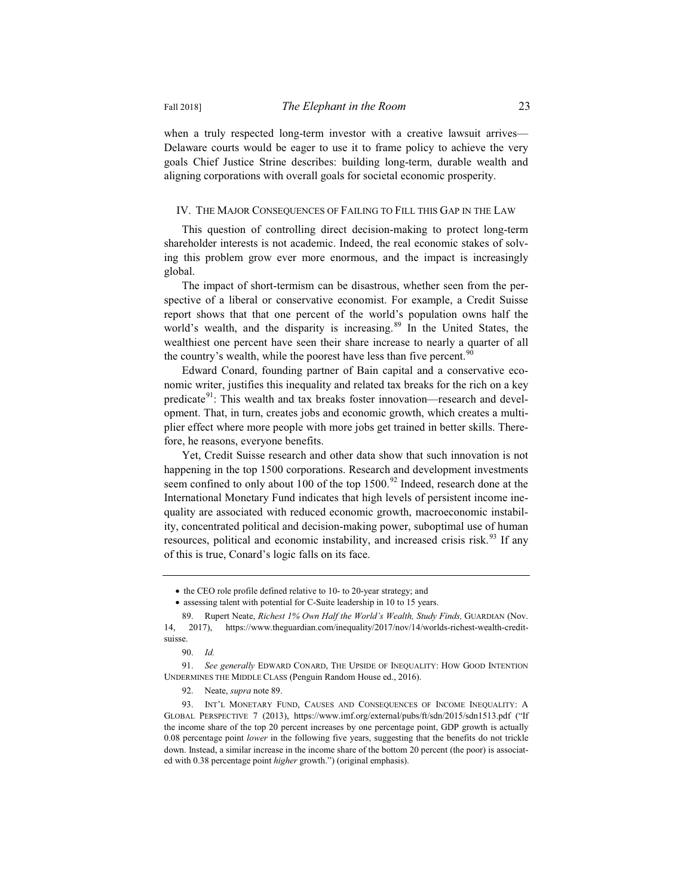when a truly respected long-term investor with a creative lawsuit arrives—Delaware courts would be eager to use it to frame policy to achieve the very goals Chief Justice Strine describes: building long-term, durable wealth and aligning corporations with overall goals for societal economic prosperity.

## IV. THE MAJOR CONSEQUENCES OF FAILING TO FILL THIS GAP IN THE LAW

This question of controlling direct decision-making to protect long-term shareholder interests is not academic. Indeed, the real economic stakes of solving this problem grow ever more enormous, and the impact is increasingly global.

The impact of short-termism can be disastrous, whether seen from the perspective of a liberal or conservative economist. For example, a Credit Suisse report shows that that one percent of the world's population owns half the world's wealth, and the disparity is increasing.[89] In the United States, the wealthiest one percent have seen their share increase to nearly a quarter of all the country's wealth, while the poorest have less than five percent.[90]

Edward Conard, founding partner of Bain capital and a conservative economic writer, justifies this inequality and related tax breaks for the rich on a key predicate[91]: This wealth and tax breaks foster innovation—research and development. That, in turn, creates jobs and economic growth, which creates a multiplier effect where more people with more jobs get trained in better skills. Therefore, he reasons, everyone benefits.

Yet, Credit Suisse research and other data show that such innovation is not happening in the top 1500 corporations. Research and development investments seem confined to only about 100 of the top 1500.[92] Indeed, research done at the International Monetary Fund indicates that high levels of persistent income inequality are associated with reduced economic growth, macroeconomic instability, concentrated political and decision-making power, suboptimal use of human resources, political and economic instability, and increased crisis risk.[93] If any of this is true, Conard's logic falls on its face.

---

- the CEO role profile defined relative to 10- to 20-year strategy; and
- assessing talent with potential for C-Suite leadership in 10 to 15 years.

89. Rupert Neate, *Richest 1% Own Half the World's Wealth, Study Finds,* GUARDIAN (Nov. 14, 2017), https://www.theguardian.com/inequality/2017/nov/14/worlds-richest-wealth-credit-suisse.

90. *Id.*

91. *See generally* EDWARD CONARD, THE UPSIDE OF INEQUALITY: HOW GOOD INTENTION UNDERMINES THE MIDDLE CLASS (Penguin Random House ed., 2016).

92. Neate, *supra* note 89.

93. INT'L MONETARY FUND, CAUSES AND CONSEQUENCES OF INCOME INEQUALITY: A GLOBAL PERSPECTIVE 7 (2013), https://www.imf.org/external/pubs/ft/sdn/2015/sdn1513.pdf ("If the income share of the top 20 percent increases by one percentage point, GDP growth is actually 0.08 percentage point *lower* in the following five years, suggesting that the benefits do not trickle down. Instead, a similar increase in the income share of the bottom 20 percent (the poor) is associated with 0.38 percentage point *higher* growth.") (original emphasis).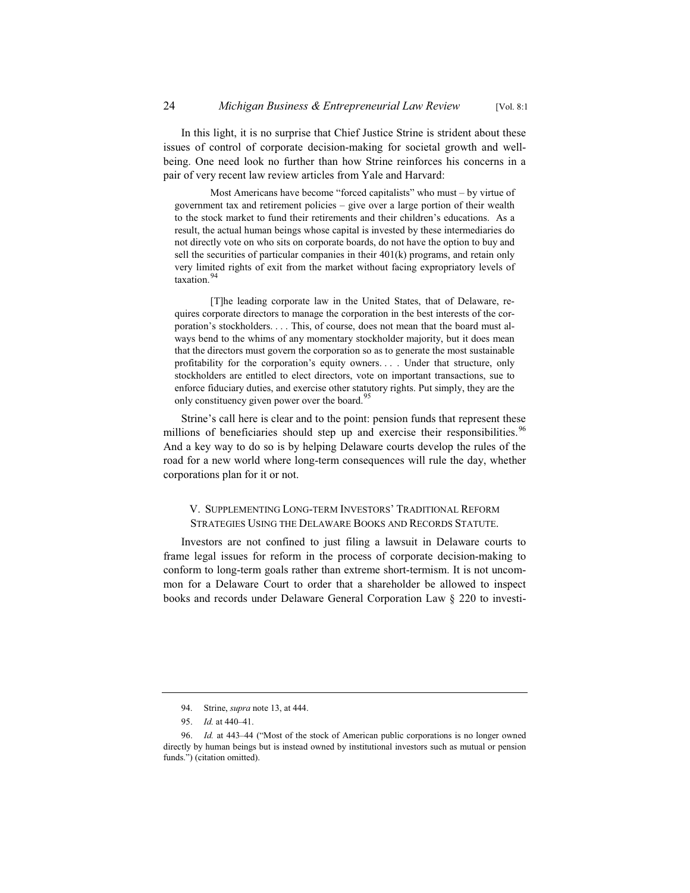In this light, it is no surprise that Chief Justice Strine is strident about these issues of control of corporate decision-making for societal growth and well-being. One need look no further than how Strine reinforces his concerns in a pair of very recent law review articles from Yale and Harvard:

> Most Americans have become "forced capitalists" who must – by virtue of government tax and retirement policies – give over a large portion of their wealth to the stock market to fund their retirements and their children's educations. As a result, the actual human beings whose capital is invested by these intermediaries do not directly vote on who sits on corporate boards, do not have the option to buy and sell the securities of particular companies in their 401(k) programs, and retain only very limited rights of exit from the market without facing expropriatory levels of taxation.[94]

> [T]he leading corporate law in the United States, that of Delaware, requires corporate directors to manage the corporation in the best interests of the corporation's stockholders. . . . This, of course, does not mean that the board must always bend to the whims of any momentary stockholder majority, but it does mean that the directors must govern the corporation so as to generate the most sustainable profitability for the corporation's equity owners. . . . Under that structure, only stockholders are entitled to elect directors, vote on important transactions, sue to enforce fiduciary duties, and exercise other statutory rights. Put simply, they are the only constituency given power over the board.[95]

Strine's call here is clear and to the point: pension funds that represent these millions of beneficiaries should step up and exercise their responsibilities.[96] And a key way to do so is by helping Delaware courts develop the rules of the road for a new world where long-term consequences will rule the day, whether corporations plan for it or not.

## V. Supplementing Long-term Investors' Traditional Reform Strategies Using the Delaware Books and Records Statute.

Investors are not confined to just filing a lawsuit in Delaware courts to frame legal issues for reform in the process of corporate decision-making to conform to long-term goals rather than extreme short-termism. It is not uncommon for a Delaware Court to order that a shareholder be allowed to inspect books and records under Delaware General Corporation Law § 220 to investi-

---

94. Strine, *supra* note 13, at 444.

95. *Id.* at 440–41.

96. *Id.* at 443–44 ("Most of the stock of American public corporations is no longer owned directly by human beings but is instead owned by institutional investors such as mutual or pension funds.") (citation omitted).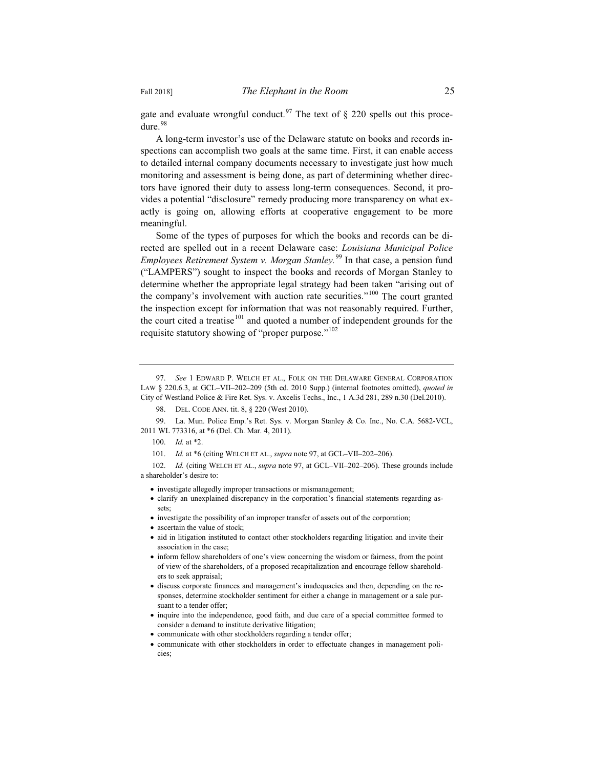gate and evaluate wrongful conduct.[97] The text of § 220 spells out this procedure.[98]

A long-term investor's use of the Delaware statute on books and records inspections can accomplish two goals at the same time. First, it can enable access to detailed internal company documents necessary to investigate just how much monitoring and assessment is being done, as part of determining whether directors have ignored their duty to assess long-term consequences. Second, it provides a potential "disclosure" remedy producing more transparency on what exactly is going on, allowing efforts at cooperative engagement to be more meaningful.

Some of the types of purposes for which the books and records can be directed are spelled out in a recent Delaware case: *Louisiana Municipal Police Employees Retirement System v. Morgan Stanley.*[99] In that case, a pension fund ("LAMPERS") sought to inspect the books and records of Morgan Stanley to determine whether the appropriate legal strategy had been taken "arising out of the company's involvement with auction rate securities."[100] The court granted the inspection except for information that was not reasonably required. Further, the court cited a treatise[101] and quoted a number of independent grounds for the requisite statutory showing of "proper purpose."[102]

---

97. *See* 1 EDWARD P. WELCH ET AL., FOLK ON THE DELAWARE GENERAL CORPORATION LAW § 220.6.3, at GCL–VII–202–209 (5th ed. 2010 Supp.) (internal footnotes omitted), *quoted in* City of Westland Police & Fire Ret. Sys. v. Axcelis Techs., Inc., 1 A.3d 281, 289 n.30 (Del.2010).

98. DEL. CODE ANN. tit. 8, § 220 (West 2010).

99. La. Mun. Police Emp.'s Ret. Sys. v. Morgan Stanley & Co. Inc., No. C.A. 5682-VCL, 2011 WL 773316, at *6 (Del. Ch. Mar. 4, 2011).

100. *Id.* at *2.

101. *Id.* at *6 (citing WELCH ET AL., *supra* note 97, at GCL–VII–202–206).

102. *Id.* (citing WELCH ET AL., *supra* note 97, at GCL–VII–202–206). These grounds include a shareholder's desire to:

- investigate allegedly improper transactions or mismanagement;
- clarify an unexplained discrepancy in the corporation's financial statements regarding assets;
- investigate the possibility of an improper transfer of assets out of the corporation;
- ascertain the value of stock;
- aid in litigation instituted to contact other stockholders regarding litigation and invite their association in the case;
- inform fellow shareholders of one's view concerning the wisdom or fairness, from the point of view of the shareholders, of a proposed recapitalization and encourage fellow shareholders to seek appraisal;
- discuss corporate finances and management's inadequacies and then, depending on the responses, determine stockholder sentiment for either a change in management or a sale pursuant to a tender offer;
- inquire into the independence, good faith, and due care of a special committee formed to consider a demand to institute derivative litigation;
- communicate with other stockholders regarding a tender offer;
- communicate with other stockholders in order to effectuate changes in management policies;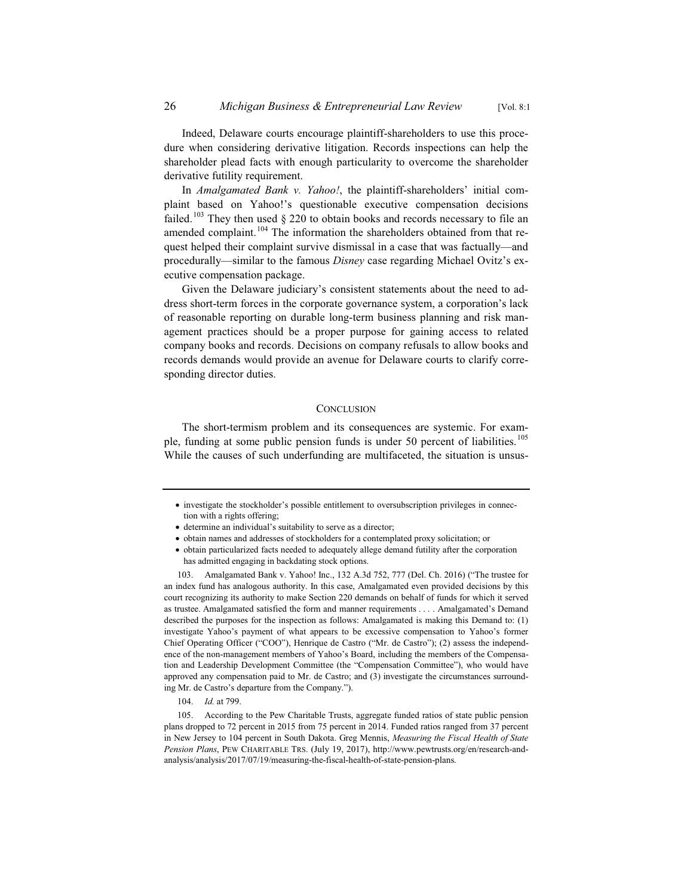Indeed, Delaware courts encourage plaintiff-shareholders to use this procedure when considering derivative litigation. Records inspections can help the shareholder plead facts with enough particularity to overcome the shareholder derivative futility requirement.

In *Amalgamated Bank v. Yahoo!*, the plaintiff-shareholders' initial complaint based on Yahoo!'s questionable executive compensation decisions failed.[103] They then used § 220 to obtain books and records necessary to file an amended complaint.[104] The information the shareholders obtained from that request helped their complaint survive dismissal in a case that was factually—and procedurally—similar to the famous *Disney* case regarding Michael Ovitz's executive compensation package.

Given the Delaware judiciary's consistent statements about the need to address short-term forces in the corporate governance system, a corporation's lack of reasonable reporting on durable long-term business planning and risk management practices should be a proper purpose for gaining access to related company books and records. Decisions on company refusals to allow books and records demands would provide an avenue for Delaware courts to clarify corresponding director duties.

## Conclusion

The short-termism problem and its consequences are systemic. For example, funding at some public pension funds is under 50 percent of liabilities.[105] While the causes of such underfunding are multifaceted, the situation is unsus-

---

- investigate the stockholder's possible entitlement to oversubscription privileges in connection with a rights offering;
- determine an individual's suitability to serve as a director;
- obtain names and addresses of stockholders for a contemplated proxy solicitation; or
- obtain particularized facts needed to adequately allege demand futility after the corporation has admitted engaging in backdating stock options.

103. Amalgamated Bank v. Yahoo! Inc., 132 A.3d 752, 777 (Del. Ch. 2016) ("The trustee for an index fund has analogous authority. In this case, Amalgamated even provided decisions by this court recognizing its authority to make Section 220 demands on behalf of funds for which it served as trustee. Amalgamated satisfied the form and manner requirements . . . . Amalgamated's Demand described the purposes for the inspection as follows: Amalgamated is making this Demand to: (1) investigate Yahoo's payment of what appears to be excessive compensation to Yahoo's former Chief Operating Officer ("COO"), Henrique de Castro ("Mr. de Castro"); (2) assess the independence of the non-management members of Yahoo's Board, including the members of the Compensation and Leadership Development Committee (the "Compensation Committee"), who would have approved any compensation paid to Mr. de Castro; and (3) investigate the circumstances surrounding Mr. de Castro's departure from the Company.").

104. *Id.* at 799.

105. According to the Pew Charitable Trusts, aggregate funded ratios of state public pension plans dropped to 72 percent in 2015 from 75 percent in 2014. Funded ratios ranged from 37 percent in New Jersey to 104 percent in South Dakota. Greg Mennis, *Measuring the Fiscal Health of State Pension Plans*, Pew Charitable Trs. (July 19, 2017), http://www.pewtrusts.org/en/research-and-analysis/analysis/2017/07/19/measuring-the-fiscal-health-of-state-pension-plans.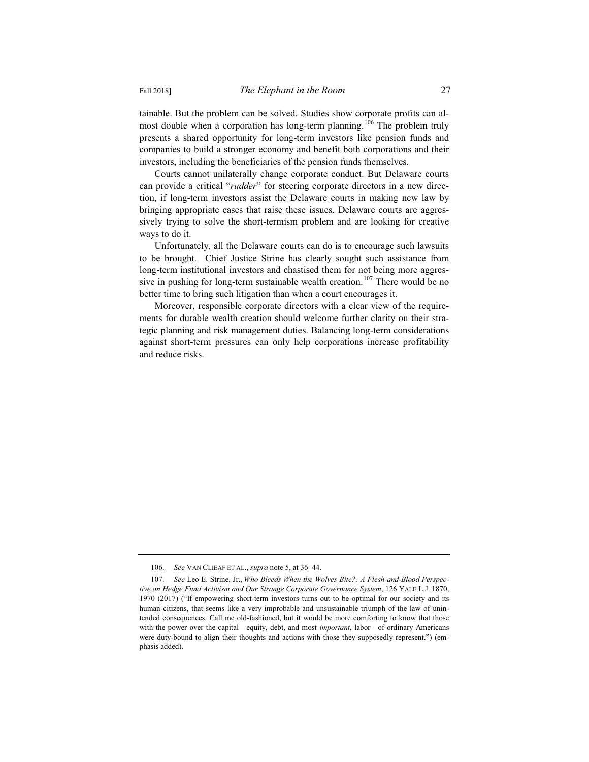tainable. But the problem can be solved. Studies show corporate profits can almost double when a corporation has long-term planning.[106] The problem truly presents a shared opportunity for long-term investors like pension funds and companies to build a stronger economy and benefit both corporations and their investors, including the beneficiaries of the pension funds themselves.

Courts cannot unilaterally change corporate conduct. But Delaware courts can provide a critical "*rudder*" for steering corporate directors in a new direction, if long-term investors assist the Delaware courts in making new law by bringing appropriate cases that raise these issues. Delaware courts are aggressively trying to solve the short-termism problem and are looking for creative ways to do it.

Unfortunately, all the Delaware courts can do is to encourage such lawsuits to be brought. Chief Justice Strine has clearly sought such assistance from long-term institutional investors and chastised them for not being more aggressive in pushing for long-term sustainable wealth creation.[107] There would be no better time to bring such litigation than when a court encourages it.

Moreover, responsible corporate directors with a clear view of the requirements for durable wealth creation should welcome further clarity on their strategic planning and risk management duties. Balancing long-term considerations against short-term pressures can only help corporations increase profitability and reduce risks.

---

106. *See* VAN CLIEAF ET AL., *supra* note 5, at 36–44.

107. *See* Leo E. Strine, Jr., *Who Bleeds When the Wolves Bite?: A Flesh-and-Blood Perspective on Hedge Fund Activism and Our Strange Corporate Governance System*, 126 YALE L.J. 1870, 1970 (2017) ("If empowering short-term investors turns out to be optimal for our society and its human citizens, that seems like a very improbable and unsustainable triumph of the law of unintended consequences. Call me old-fashioned, but it would be more comforting to know that those with the power over the capital—equity, debt, and most *important*, labor—of ordinary Americans were duty-bound to align their thoughts and actions with those they supposedly represent.") (emphasis added).